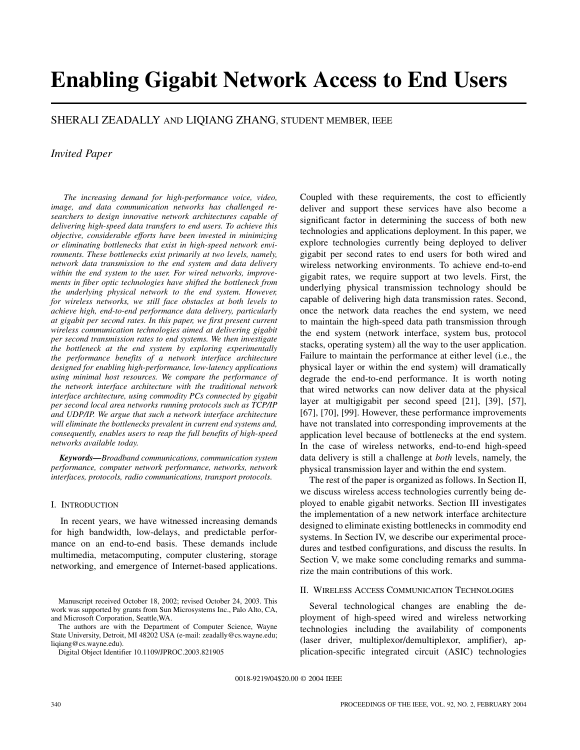# Enabling Gigabit Network Access to End Users

SHERALI ZEADALLY AND LIQIANG ZHANG, STUDENT MEMBER, IEEE

*Invited Paper*

*The increasing demand for high-performance voice, video, image, and data communication networks has challenged researchers to design innovative network architectures capable of delivering high-speed data transfers to end users. To achieve this objective, considerable efforts have been invested in minimizing or eliminating bottlenecks that exist in high-speed network environments. These bottlenecks exist primarily at two levels, namely, network data transmission to the end system and data delivery within the end system to the user. For wired networks, improvements in fiber optic technologies have shifted the bottleneck from the underlying physical network to the end system. However, for wireless networks, we still face obstacles at both levels to achieve high, end-to-end performance data delivery, particularly at gigabit per second rates. In this paper, we first present current wireless communication technologies aimed at delivering gigabit per second transmission rates to end systems. We then investigate the bottleneck at the end system by exploring experimentally the performance benefits of a network interface architecture designed for enabling high-performance, low-latency applications using minimal host resources. We compare the performance of the network interface architecture with the traditional network interface architecture, using commodity PCs connected by gigabit per second local area networks running protocols such as TCP/IP and UDP/IP. We argue that such a network interface architecture will eliminate the bottlenecks prevalent in current end systems and, consequently, enables users to reap the full benefits of high-speed networks available today.*

***Keywords—****Broadband communications, communication system performance, computer network performance, networks, network interfaces, protocols, radio communications, transport protocols.*

## I. INTRODUCTION

In recent years, we have witnessed increasing demands for high bandwidth, low-delays, and predictable performance on an end-to-end basis. These demands include multimedia, metacomputing, computer clustering, storage networking, and emergence of Internet-based applications. Coupled with these requirements, the cost to efficiently deliver and support these services have also become a significant factor in determining the success of both new technologies and applications deployment. In this paper, we explore technologies currently being deployed to deliver gigabit per second rates to end users for both wired and wireless networking environments. To achieve end-to-end gigabit rates, we require support at two levels. First, the underlying physical transmission technology should be capable of delivering high data transmission rates. Second, once the network data reaches the end system, we need to maintain the high-speed data path transmission through the end system (network interface, system bus, protocol stacks, operating system) all the way to the user application. Failure to maintain the performance at either level (i.e., the physical layer or within the end system) will dramatically degrade the end-to-end performance. It is worth noting that wired networks can now deliver data at the physical layer at multigigabit per second speed [21], [39], [57], [67], [70], [99]. However, these performance improvements have not translated into corresponding improvements at the application level because of bottlenecks at the end system. In the case of wireless networks, end-to-end high-speed data delivery is still a challenge at *both* levels, namely, the physical transmission layer and within the end system.

The rest of the paper is organized as follows. In Section II, we discuss wireless access technologies currently being deployed to enable gigabit networks. Section III investigates the implementation of a new network interface architecture designed to eliminate existing bottlenecks in commodity end systems. In Section IV, we describe our experimental procedures and testbed configurations, and discuss the results. In Section V, we make some concluding remarks and summarize the main contributions of this work.

## II. WIRELESS ACCESS COMMUNICATION TECHNOLOGIES

Several technological changes are enabling the deployment of high-speed wired and wireless networking technologies including the availability of components (laser driver, multiplexor/demultiplexor, amplifier), application-specific integrated circuit (ASIC) technologies

Manuscript received October 18, 2002; revised October 24, 2003. This work was supported by grants from Sun Microsystems Inc., Palo Alto, CA, and Microsoft Corporation, Seattle,WA.

The authors are with the Department of Computer Science, Wayne State University, Detroit, MI 48202 USA (e-mail: zeadally@cs.wayne.edu; liqiang@cs.wayne.edu).

Digital Object Identifier 10.1109/JPROC.2003.821905

0018-9219/04$20.00 © 2004 IEEE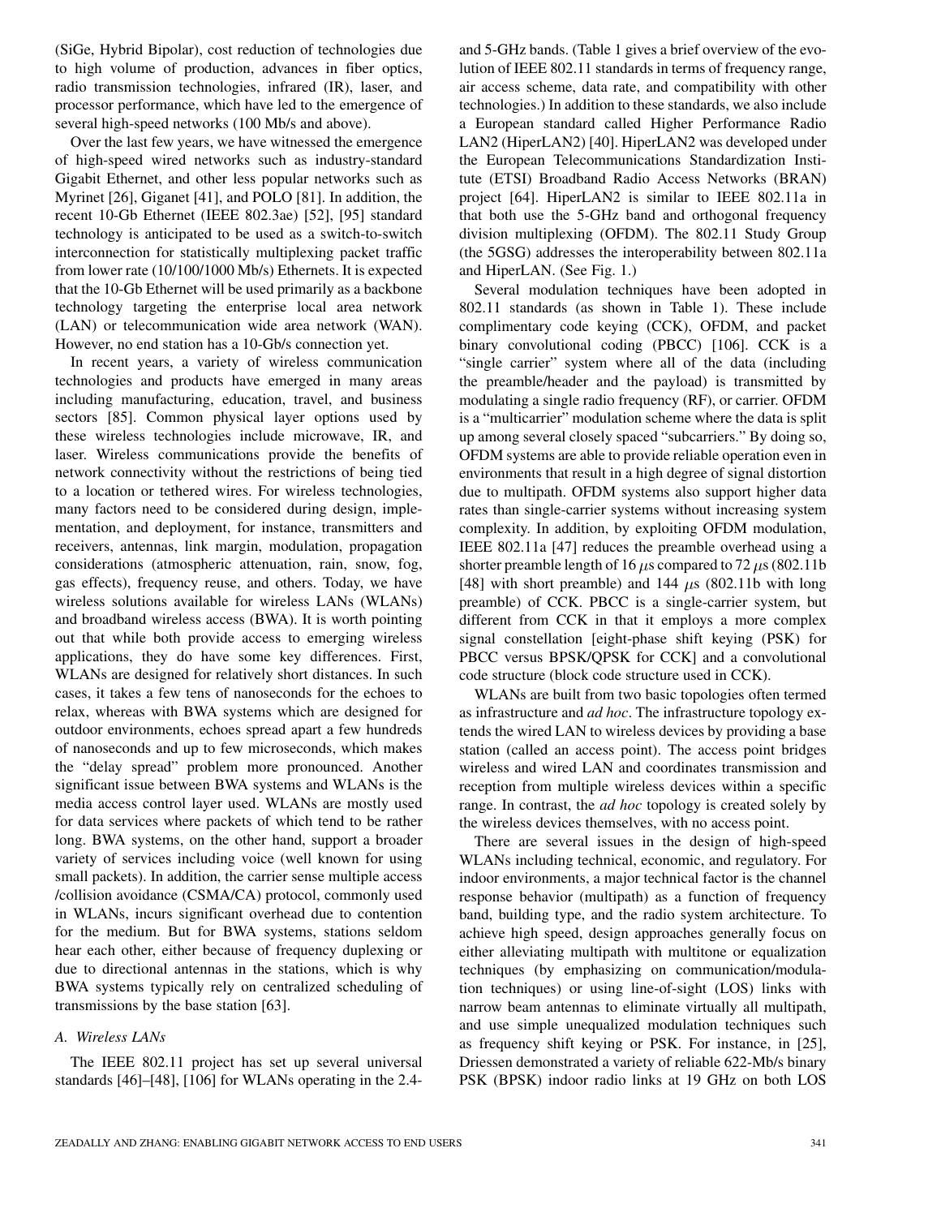(SiGe, Hybrid Bipolar), cost reduction of technologies due to high volume of production, advances in fiber optics, radio transmission technologies, infrared (IR), laser, and processor performance, which have led to the emergence of several high-speed networks (100 Mb/s and above).

Over the last few years, we have witnessed the emergence of high-speed wired networks such as industry-standard Gigabit Ethernet, and other less popular networks such as Myrinet [26], Giganet [41], and POLO [81]. In addition, the recent 10-Gb Ethernet (IEEE 802.3ae) [52], [95] standard technology is anticipated to be used as a switch-to-switch interconnection for statistically multiplexing packet traffic from lower rate (10/100/1000 Mb/s) Ethernets. It is expected that the 10-Gb Ethernet will be used primarily as a backbone technology targeting the enterprise local area network (LAN) or telecommunication wide area network (WAN). However, no end station has a 10-Gb/s connection yet.

In recent years, a variety of wireless communication technologies and products have emerged in many areas including manufacturing, education, travel, and business sectors [85]. Common physical layer options used by these wireless technologies include microwave, IR, and laser. Wireless communications provide the benefits of network connectivity without the restrictions of being tied to a location or tethered wires. For wireless technologies, many factors need to be considered during design, implementation, and deployment, for instance, transmitters and receivers, antennas, link margin, modulation, propagation considerations (atmospheric attenuation, rain, snow, fog, gas effects), frequency reuse, and others. Today, we have wireless solutions available for wireless LANs (WLANs) and broadband wireless access (BWA). It is worth pointing out that while both provide access to emerging wireless applications, they do have some key differences. First, WLANs are designed for relatively short distances. In such cases, it takes a few tens of nanoseconds for the echoes to relax, whereas with BWA systems which are designed for outdoor environments, echoes spread apart a few hundreds of nanoseconds and up to few microseconds, which makes the "delay spread" problem more pronounced. Another significant issue between BWA systems and WLANs is the media access control layer used. WLANs are mostly used for data services where packets of which tend to be rather long. BWA systems, on the other hand, support a broader variety of services including voice (well known for using small packets). In addition, the carrier sense multiple access /collision avoidance (CSMA/CA) protocol, commonly used in WLANs, incurs significant overhead due to contention for the medium. But for BWA systems, stations seldom hear each other, either because of frequency duplexing or due to directional antennas in the stations, which is why BWA systems typically rely on centralized scheduling of transmissions by the base station [63].

### A. Wireless LANs

The IEEE 802.11 project has set up several universal standards [46]–[48], [106] for WLANs operating in the 2.4- and 5-GHz bands. (Table 1 gives a brief overview of the evolution of IEEE 802.11 standards in terms of frequency range, air access scheme, data rate, and compatibility with other technologies.) In addition to these standards, we also include a European standard called Higher Performance Radio LAN2 (HiperLAN2) [40]. HiperLAN2 was developed under the European Telecommunications Standardization Institute (ETSI) Broadband Radio Access Networks (BRAN) project [64]. HiperLAN2 is similar to IEEE 802.11a in that both use the 5-GHz band and orthogonal frequency division multiplexing (OFDM). The 802.11 Study Group (the 5GSG) addresses the interoperability between 802.11a and HiperLAN. (See Fig. 1.)

Several modulation techniques have been adopted in 802.11 standards (as shown in Table 1). These include complimentary code keying (CCK), OFDM, and packet binary convolutional coding (PBCC) [106]. CCK is a "single carrier" system where all of the data (including the preamble/header and the payload) is transmitted by modulating a single radio frequency (RF), or carrier. OFDM is a "multicarrier" modulation scheme where the data is split up among several closely spaced "subcarriers." By doing so, OFDM systems are able to provide reliable operation even in environments that result in a high degree of signal distortion due to multipath. OFDM systems also support higher data rates than single-carrier systems without increasing system complexity. In addition, by exploiting OFDM modulation, IEEE 802.11a [47] reduces the preamble overhead using a shorter preamble length of 16 $\mu$s compared to 72 $\mu$s (802.11b [48] with short preamble) and 144 $\mu$s (802.11b with long preamble) of CCK. PBCC is a single-carrier system, but different from CCK in that it employs a more complex signal constellation [eight-phase shift keying (PSK) for PBCC versus BPSK/QPSK for CCK] and a convolutional code structure (block code structure used in CCK).

WLANs are built from two basic topologies often termed as infrastructure and *ad hoc*. The infrastructure topology extends the wired LAN to wireless devices by providing a base station (called an access point). The access point bridges wireless and wired LAN and coordinates transmission and reception from multiple wireless devices within a specific range. In contrast, the *ad hoc* topology is created solely by the wireless devices themselves, with no access point.

There are several issues in the design of high-speed WLANs including technical, economic, and regulatory. For indoor environments, a major technical factor is the channel response behavior (multipath) as a function of frequency band, building type, and the radio system architecture. To achieve high speed, design approaches generally focus on either alleviating multipath with multitone or equalization techniques (by emphasizing on communication/modulation techniques) or using line-of-sight (LOS) links with narrow beam antennas to eliminate virtually all multipath, and use simple unequalized modulation techniques such as frequency shift keying or PSK. For instance, in [25], Driessen demonstrated a variety of reliable 622-Mb/s binary PSK (BPSK) indoor radio links at 19 GHz on both LOS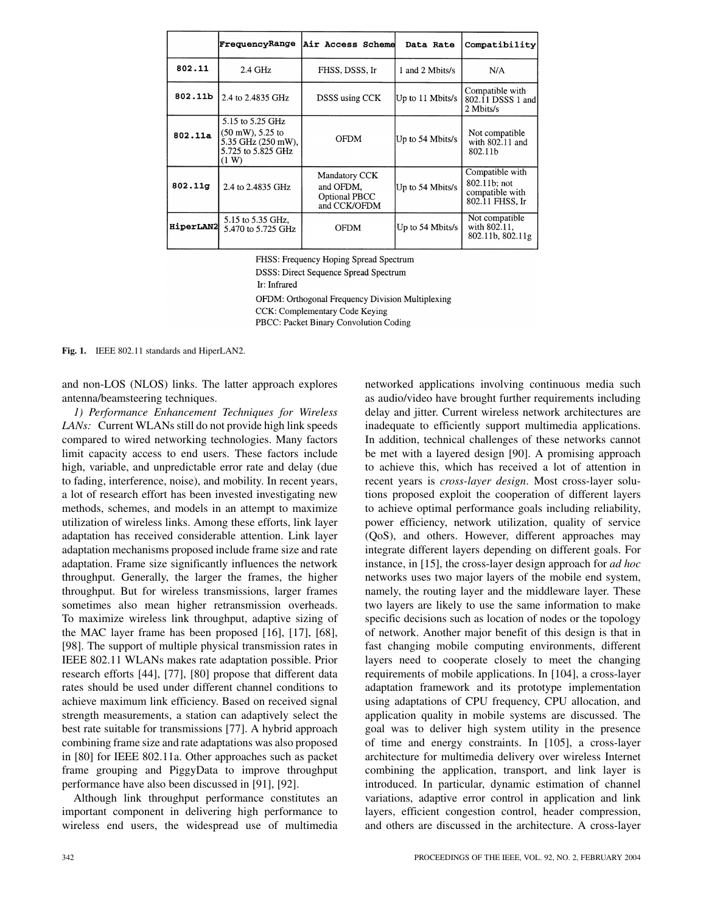| | FrequencyRange | Air Access Scheme | Data Rate | Compatibility |
|---|---|---|---|---|
| 802.11 | 2.4 GHz | FHSS, DSSS, Ir | 1 and 2 Mbits/s | N/A |
| 802.11b | 2.4 to 2.4835 GHz | DSSS using CCK | Up to 11 Mbits/s | Compatible with 802.11 DSSS 1 and 2 Mbits/s |
| 802.11a | 5.15 to 5.25 GHz (50 mW), 5.25 to 5.35 GHz (250 mW), 5.725 to 5.825 GHz (1 W) | OFDM | Up to 54 Mbits/s | Not compatible with 802.11 and 802.11b |
| 802.11g | 2.4 to 2.4835 GHz | Mandatory CCK and OFDM, Optional PBCC and CCK/OFDM | Up to 54 Mbits/s | Compatible with 802.11b; not compatible with 802.11 FHSS, Ir |
| HiperLAN2 | 5.15 to 5.35 GHz, 5.470 to 5.725 GHz | OFDM | Up to 54 Mbits/s | Not compatible with 802.11, 802.11b, 802.11g |

FHSS: Frequency Hoping Spread Spectrum
DSSS: Direct Sequence Spread Spectrum
Ir: Infrared
OFDM: Orthogonal Frequency Division Multiplexing
CCK: Complementary Code Keying
PBCC: Packet Binary Convolution Coding

**Fig. 1.** IEEE 802.11 standards and HiperLAN2.

and non-LOS (NLOS) links. The latter approach explores antenna/beamsteering techniques.

*1) Performance Enhancement Techniques for Wireless LANs:* Current WLANs still do not provide high link speeds compared to wired networking technologies. Many factors limit capacity access to end users. These factors include high, variable, and unpredictable error rate and delay (due to fading, interference, noise), and mobility. In recent years, a lot of research effort has been invested investigating new methods, schemes, and models in an attempt to maximize utilization of wireless links. Among these efforts, link layer adaptation has received considerable attention. Link layer adaptation mechanisms proposed include frame size and rate adaptation. Frame size significantly influences the network throughput. Generally, the larger the frames, the higher throughput. But for wireless transmissions, larger frames sometimes also mean higher retransmission overheads. To maximize wireless link throughput, adaptive sizing of the MAC layer frame has been proposed [16], [17], [68], [98]. The support of multiple physical transmission rates in IEEE 802.11 WLANs makes rate adaptation possible. Prior research efforts [44], [77], [80] propose that different data rates should be used under different channel conditions to achieve maximum link efficiency. Based on received signal strength measurements, a station can adaptively select the best rate suitable for transmissions [77]. A hybrid approach combining frame size and rate adaptations was also proposed in [80] for IEEE 802.11a. Other approaches such as packet frame grouping and PiggyData to improve throughput performance have also been discussed in [91], [92].

Although link throughput performance constitutes an important component in delivering high performance to wireless end users, the widespread use of multimedia networked applications involving continuous media such as audio/video have brought further requirements including delay and jitter. Current wireless network architectures are inadequate to efficiently support multimedia applications. In addition, technical challenges of these networks cannot be met with a layered design [90]. A promising approach to achieve this, which has received a lot of attention in recent years is *cross-layer design*. Most cross-layer solutions proposed exploit the cooperation of different layers to achieve optimal performance goals including reliability, power efficiency, network utilization, quality of service (QoS), and others. However, different approaches may integrate different layers depending on different goals. For instance, in [15], the cross-layer design approach for *ad hoc* networks uses two major layers of the mobile end system, namely, the routing layer and the middleware layer. These two layers are likely to use the same information to make specific decisions such as location of nodes or the topology of network. Another major benefit of this design is that in fast changing mobile computing environments, different layers need to cooperate closely to meet the changing requirements of mobile applications. In [104], a cross-layer adaptation framework and its prototype implementation using adaptations of CPU frequency, CPU allocation, and application quality in mobile systems are discussed. The goal was to deliver high system utility in the presence of time and energy constraints. In [105], a cross-layer architecture for multimedia delivery over wireless Internet combining the application, transport, and link layer is introduced. In particular, dynamic estimation of channel variations, adaptive error control in application and link layers, efficient congestion control, header compression, and others are discussed in the architecture. A cross-layer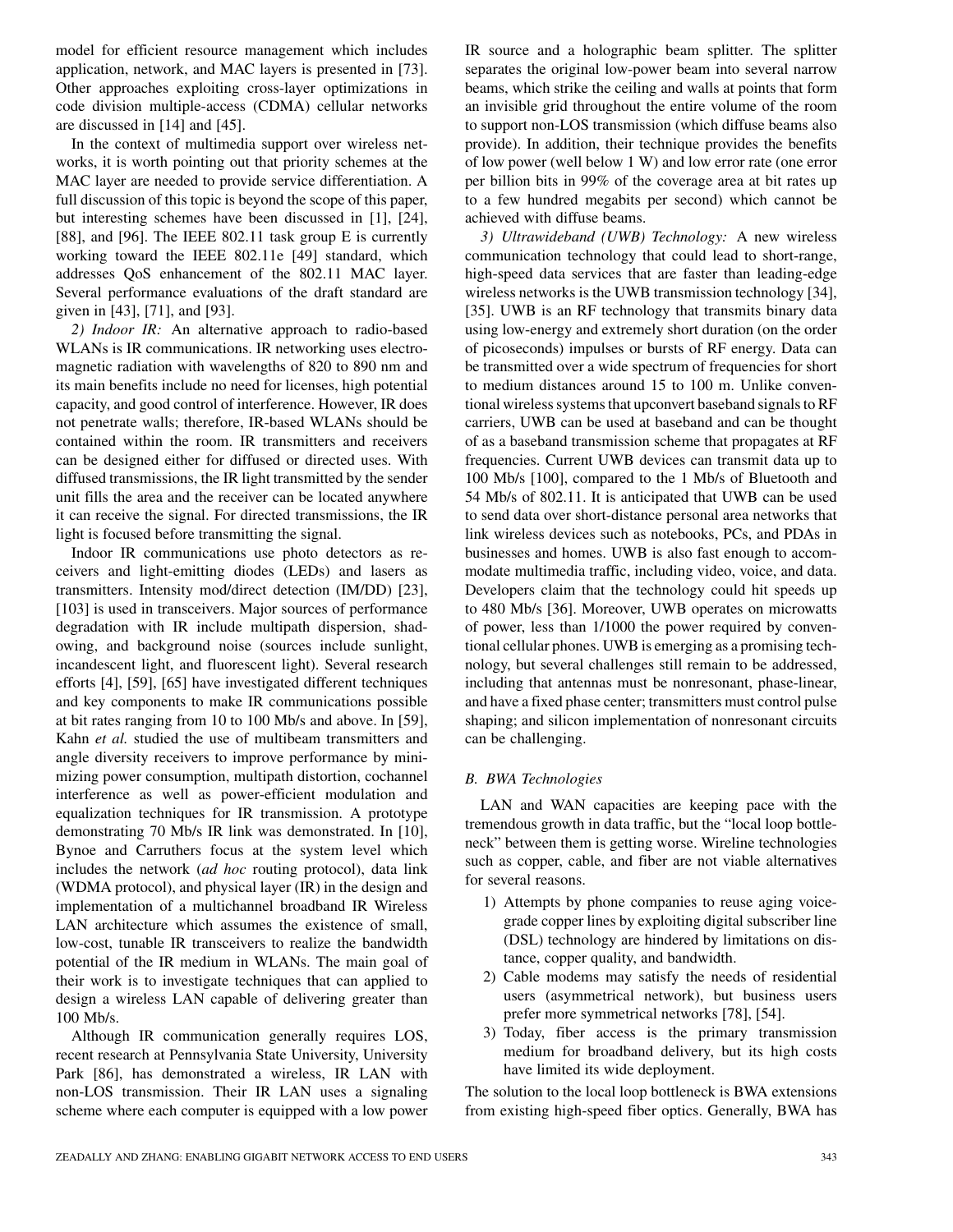model for efficient resource management which includes application, network, and MAC layers is presented in [73]. Other approaches exploiting cross-layer optimizations in code division multiple-access (CDMA) cellular networks are discussed in [14] and [45].

In the context of multimedia support over wireless networks, it is worth pointing out that priority schemes at the MAC layer are needed to provide service differentiation. A full discussion of this topic is beyond the scope of this paper, but interesting schemes have been discussed in [1], [24], [88], and [96]. The IEEE 802.11 task group E is currently working toward the IEEE 802.11e [49] standard, which addresses QoS enhancement of the 802.11 MAC layer. Several performance evaluations of the draft standard are given in [43], [71], and [93].

*2) Indoor IR:* An alternative approach to radio-based WLANs is IR communications. IR networking uses electromagnetic radiation with wavelengths of 820 to 890 nm and its main benefits include no need for licenses, high potential capacity, and good control of interference. However, IR does not penetrate walls; therefore, IR-based WLANs should be contained within the room. IR transmitters and receivers can be designed either for diffused or directed uses. With diffused transmissions, the IR light transmitted by the sender unit fills the area and the receiver can be located anywhere it can receive the signal. For directed transmissions, the IR light is focused before transmitting the signal.

Indoor IR communications use photo detectors as receivers and light-emitting diodes (LEDs) and lasers as transmitters. Intensity mod/direct detection (IM/DD) [23], [103] is used in transceivers. Major sources of performance degradation with IR include multipath dispersion, shadowing, and background noise (sources include sunlight, incandescent light, and fluorescent light). Several research efforts [4], [59], [65] have investigated different techniques and key components to make IR communications possible at bit rates ranging from 10 to 100 Mb/s and above. In [59], Kahn *et al.* studied the use of multibeam transmitters and angle diversity receivers to improve performance by minimizing power consumption, multipath distortion, cochannel interference as well as power-efficient modulation and equalization techniques for IR transmission. A prototype demonstrating 70 Mb/s IR link was demonstrated. In [10], Bynoe and Carruthers focus at the system level which includes the network (*ad hoc* routing protocol), data link (WDMA protocol), and physical layer (IR) in the design and implementation of a multichannel broadband IR Wireless LAN architecture which assumes the existence of small, low-cost, tunable IR transceivers to realize the bandwidth potential of the IR medium in WLANs. The main goal of their work is to investigate techniques that can applied to design a wireless LAN capable of delivering greater than 100 Mb/s.

Although IR communication generally requires LOS, recent research at Pennsylvania State University, University Park [86], has demonstrated a wireless, IR LAN with non-LOS transmission. Their IR LAN uses a signaling scheme where each computer is equipped with a low power IR source and a holographic beam splitter. The splitter separates the original low-power beam into several narrow beams, which strike the ceiling and walls at points that form an invisible grid throughout the entire volume of the room to support non-LOS transmission (which diffuse beams also provide). In addition, their technique provides the benefits of low power (well below 1 W) and low error rate (one error per billion bits in 99% of the coverage area at bit rates up to a few hundred megabits per second) which cannot be achieved with diffuse beams.

*3) Ultrawideband (UWB) Technology:* A new wireless communication technology that could lead to short-range, high-speed data services that are faster than leading-edge wireless networks is the UWB transmission technology [34], [35]. UWB is an RF technology that transmits binary data using low-energy and extremely short duration (on the order of picoseconds) impulses or bursts of RF energy. Data can be transmitted over a wide spectrum of frequencies for short to medium distances around 15 to 100 m. Unlike conventional wireless systems that upconvert baseband signals to RF carriers, UWB can be used at baseband and can be thought of as a baseband transmission scheme that propagates at RF frequencies. Current UWB devices can transmit data up to 100 Mb/s [100], compared to the 1 Mb/s of Bluetooth and 54 Mb/s of 802.11. It is anticipated that UWB can be used to send data over short-distance personal area networks that link wireless devices such as notebooks, PCs, and PDAs in businesses and homes. UWB is also fast enough to accommodate multimedia traffic, including video, voice, and data. Developers claim that the technology could hit speeds up to 480 Mb/s [36]. Moreover, UWB operates on microwatts of power, less than 1/1000 the power required by conventional cellular phones. UWB is emerging as a promising technology, but several challenges still remain to be addressed, including that antennas must be nonresonant, phase-linear, and have a fixed phase center; transmitters must control pulse shaping; and silicon implementation of nonresonant circuits can be challenging.

### B. BWA Technologies

LAN and WAN capacities are keeping pace with the tremendous growth in data traffic, but the "local loop bottleneck" between them is getting worse. Wireline technologies such as copper, cable, and fiber are not viable alternatives for several reasons.

1) Attempts by phone companies to reuse aging voice-grade copper lines by exploiting digital subscriber line (DSL) technology are hindered by limitations on distance, copper quality, and bandwidth.
2) Cable modems may satisfy the needs of residential users (asymmetrical network), but business users prefer more symmetrical networks [78], [54].
3) Today, fiber access is the primary transmission medium for broadband delivery, but its high costs have limited its wide deployment.

The solution to the local loop bottleneck is BWA extensions from existing high-speed fiber optics. Generally, BWA has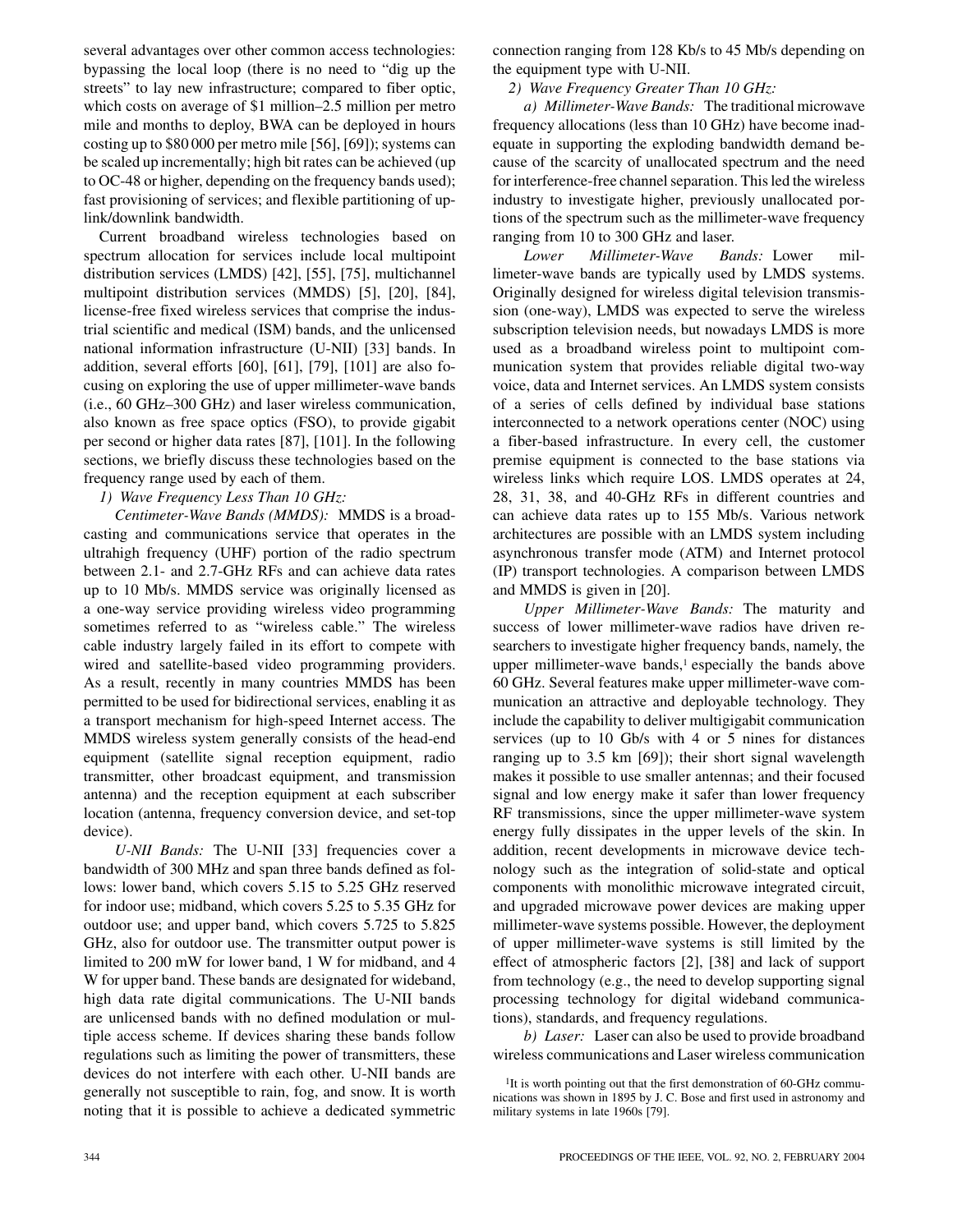several advantages over other common access technologies: bypassing the local loop (there is no need to "dig up the streets" to lay new infrastructure; compared to fiber optic, which costs on average of $1 million–2.5 million per metro mile and months to deploy, BWA can be deployed in hours costing up to $80 000 per metro mile [56], [69]); systems can be scaled up incrementally; high bit rates can be achieved (up to OC-48 or higher, depending on the frequency bands used); fast provisioning of services; and flexible partitioning of uplink/downlink bandwidth.

Current broadband wireless technologies based on spectrum allocation for services include local multipoint distribution services (LMDS) [42], [55], [75], multichannel multipoint distribution services (MMDS) [5], [20], [84], license-free fixed wireless services that comprise the industrial scientific and medical (ISM) bands, and the unlicensed national information infrastructure (U-NII) [33] bands. In addition, several efforts [60], [61], [79], [101] are also focusing on exploring the use of upper millimeter-wave bands (i.e., 60 GHz–300 GHz) and laser wireless communication, also known as free space optics (FSO), to provide gigabit per second or higher data rates [87], [101]. In the following sections, we briefly discuss these technologies based on the frequency range used by each of them.

*1) Wave Frequency Less Than 10 GHz:*

*Centimeter-Wave Bands (MMDS):* MMDS is a broadcasting and communications service that operates in the ultrahigh frequency (UHF) portion of the radio spectrum between 2.1- and 2.7-GHz RFs and can achieve data rates up to 10 Mb/s. MMDS service was originally licensed as a one-way service providing wireless video programming sometimes referred to as "wireless cable." The wireless cable industry largely failed in its effort to compete with wired and satellite-based video programming providers. As a result, recently in many countries MMDS has been permitted to be used for bidirectional services, enabling it as a transport mechanism for high-speed Internet access. The MMDS wireless system generally consists of the head-end equipment (satellite signal reception equipment, radio transmitter, other broadcast equipment, and transmission antenna) and the reception equipment at each subscriber location (antenna, frequency conversion device, and set-top device).

*U-NII Bands:* The U-NII [33] frequencies cover a bandwidth of 300 MHz and span three bands defined as follows: lower band, which covers 5.15 to 5.25 GHz reserved for indoor use; midband, which covers 5.25 to 5.35 GHz for outdoor use; and upper band, which covers 5.725 to 5.825 GHz, also for outdoor use. The transmitter output power is limited to 200 mW for lower band, 1 W for midband, and 4 W for upper band. These bands are designated for wideband, high data rate digital communications. The U-NII bands are unlicensed bands with no defined modulation or multiple access scheme. If devices sharing these bands follow regulations such as limiting the power of transmitters, these devices do not interfere with each other. U-NII bands are generally not susceptible to rain, fog, and snow. It is worth noting that it is possible to achieve a dedicated symmetric connection ranging from 128 Kb/s to 45 Mb/s depending on the equipment type with U-NII.

*2) Wave Frequency Greater Than 10 GHz:*

*a) Millimeter-Wave Bands:* The traditional microwave frequency allocations (less than 10 GHz) have become inadequate in supporting the exploding bandwidth demand because of the scarcity of unallocated spectrum and the need for interference-free channel separation. This led the wireless industry to investigate higher, previously unallocated portions of the spectrum such as the millimeter-wave frequency ranging from 10 to 300 GHz and laser.

*Lower Millimeter-Wave Bands:* Lower millimeter-wave bands are typically used by LMDS systems. Originally designed for wireless digital television transmission (one-way), LMDS was expected to serve the wireless subscription television needs, but nowadays LMDS is more used as a broadband wireless point to multipoint communication system that provides reliable digital two-way voice, data and Internet services. An LMDS system consists of a series of cells defined by individual base stations interconnected to a network operations center (NOC) using a fiber-based infrastructure. In every cell, the customer premise equipment is connected to the base stations via wireless links which require LOS. LMDS operates at 24, 28, 31, 38, and 40-GHz RFs in different countries and can achieve data rates up to 155 Mb/s. Various network architectures are possible with an LMDS system including asynchronous transfer mode (ATM) and Internet protocol (IP) transport technologies. A comparison between LMDS and MMDS is given in [20].

*Upper Millimeter-Wave Bands:* The maturity and success of lower millimeter-wave radios have driven researchers to investigate higher frequency bands, namely, the upper millimeter-wave bands,[1] especially the bands above 60 GHz. Several features make upper millimeter-wave communication an attractive and deployable technology. They include the capability to deliver multigigabit communication services (up to 10 Gb/s with 4 or 5 nines for distances ranging up to 3.5 km [69]); their short signal wavelength makes it possible to use smaller antennas; and their focused signal and low energy make it safer than lower frequency RF transmissions, since the upper millimeter-wave system energy fully dissipates in the upper levels of the skin. In addition, recent developments in microwave device technology such as the integration of solid-state and optical components with monolithic microwave integrated circuit, and upgraded microwave power devices are making upper millimeter-wave systems possible. However, the deployment of upper millimeter-wave systems is still limited by the effect of atmospheric factors [2], [38] and lack of support from technology (e.g., the need to develop supporting signal processing technology for digital wideband communications), standards, and frequency regulations.

*b) Laser:* Laser can also be used to provide broadband wireless communications and Laser wireless communication

[1]It is worth pointing out that the first demonstration of 60-GHz communications was shown in 1895 by J. C. Bose and first used in astronomy and military systems in late 1960s [79].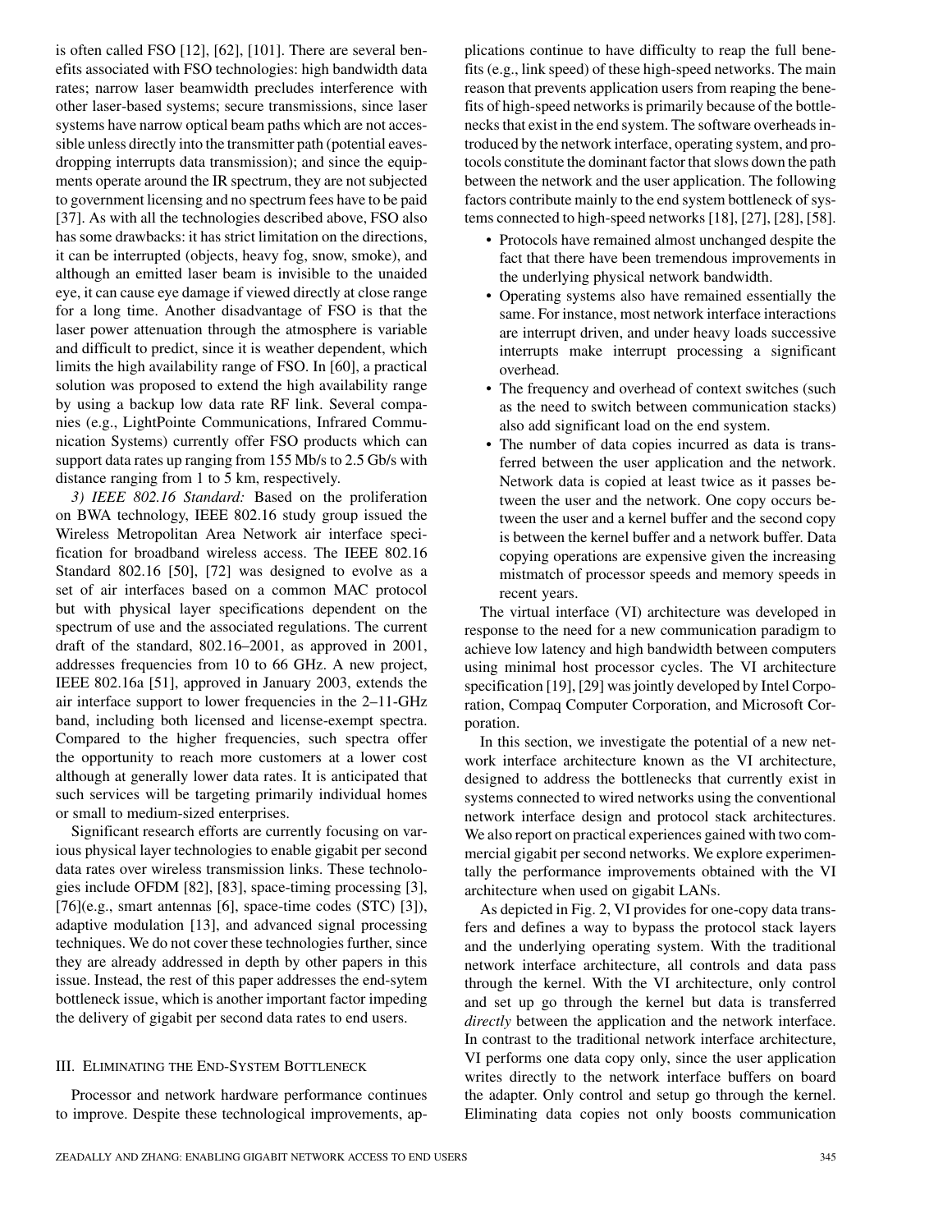is often called FSO [12], [62], [101]. There are several benefits associated with FSO technologies: high bandwidth data rates; narrow laser beamwidth precludes interference with other laser-based systems; secure transmissions, since laser systems have narrow optical beam paths which are not accessible unless directly into the transmitter path (potential eavesdropping interrupts data transmission); and since the equipments operate around the IR spectrum, they are not subjected to government licensing and no spectrum fees have to be paid [37]. As with all the technologies described above, FSO also has some drawbacks: it has strict limitation on the directions, it can be interrupted (objects, heavy fog, snow, smoke), and although an emitted laser beam is invisible to the unaided eye, it can cause eye damage if viewed directly at close range for a long time. Another disadvantage of FSO is that the laser power attenuation through the atmosphere is variable and difficult to predict, since it is weather dependent, which limits the high availability range of FSO. In [60], a practical solution was proposed to extend the high availability range by using a backup low data rate RF link. Several companies (e.g., LightPointe Communications, Infrared Communication Systems) currently offer FSO products which can support data rates up ranging from 155 Mb/s to 2.5 Gb/s with distance ranging from 1 to 5 km, respectively.

*3) IEEE 802.16 Standard:* Based on the proliferation on BWA technology, IEEE 802.16 study group issued the Wireless Metropolitan Area Network air interface specification for broadband wireless access. The IEEE 802.16 Standard 802.16 [50], [72] was designed to evolve as a set of air interfaces based on a common MAC protocol but with physical layer specifications dependent on the spectrum of use and the associated regulations. The current draft of the standard, 802.16–2001, as approved in 2001, addresses frequencies from 10 to 66 GHz. A new project, IEEE 802.16a [51], approved in January 2003, extends the air interface support to lower frequencies in the 2–11-GHz band, including both licensed and license-exempt spectra. Compared to the higher frequencies, such spectra offer the opportunity to reach more customers at a lower cost although at generally lower data rates. It is anticipated that such services will be targeting primarily individual homes or small to medium-sized enterprises.

Significant research efforts are currently focusing on various physical layer technologies to enable gigabit per second data rates over wireless transmission links. These technologies include OFDM [82], [83], space-timing processing [3], [76](e.g., smart antennas [6], space-time codes (STC) [3]), adaptive modulation [13], and advanced signal processing techniques. We do not cover these technologies further, since they are already addressed in depth by other papers in this issue. Instead, the rest of this paper addresses the end-sytem bottleneck issue, which is another important factor impeding the delivery of gigabit per second data rates to end users.

## III. Eliminating the End-System Bottleneck

Processor and network hardware performance continues to improve. Despite these technological improvements, applications continue to have difficulty to reap the full benefits (e.g., link speed) of these high-speed networks. The main reason that prevents application users from reaping the benefits of high-speed networks is primarily because of the bottlenecks that exist in the end system. The software overheads introduced by the network interface, operating system, and protocols constitute the dominant factor that slows down the path between the network and the user application. The following factors contribute mainly to the end system bottleneck of systems connected to high-speed networks [18], [27], [28], [58].

- Protocols have remained almost unchanged despite the fact that there have been tremendous improvements in the underlying physical network bandwidth.
- Operating systems also have remained essentially the same. For instance, most network interface interactions are interrupt driven, and under heavy loads successive interrupts make interrupt processing a significant overhead.
- The frequency and overhead of context switches (such as the need to switch between communication stacks) also add significant load on the end system.
- The number of data copies incurred as data is transferred between the user application and the network. Network data is copied at least twice as it passes between the user and the network. One copy occurs between the user and a kernel buffer and the second copy is between the kernel buffer and a network buffer. Data copying operations are expensive given the increasing mistmatch of processor speeds and memory speeds in recent years.

The virtual interface (VI) architecture was developed in response to the need for a new communication paradigm to achieve low latency and high bandwidth between computers using minimal host processor cycles. The VI architecture specification [19], [29] was jointly developed by Intel Corporation, Compaq Computer Corporation, and Microsoft Corporation.

In this section, we investigate the potential of a new network interface architecture known as the VI architecture, designed to address the bottlenecks that currently exist in systems connected to wired networks using the conventional network interface design and protocol stack architectures. We also report on practical experiences gained with two commercial gigabit per second networks. We explore experimentally the performance improvements obtained with the VI architecture when used on gigabit LANs.

As depicted in Fig. 2, VI provides for one-copy data transfers and defines a way to bypass the protocol stack layers and the underlying operating system. With the traditional network interface architecture, all controls and data pass through the kernel. With the VI architecture, only control and set up go through the kernel but data is transferred *directly* between the application and the network interface. In contrast to the traditional network interface architecture, VI performs one data copy only, since the user application writes directly to the network interface buffers on board the adapter. Only control and setup go through the kernel. Eliminating data copies not only boosts communication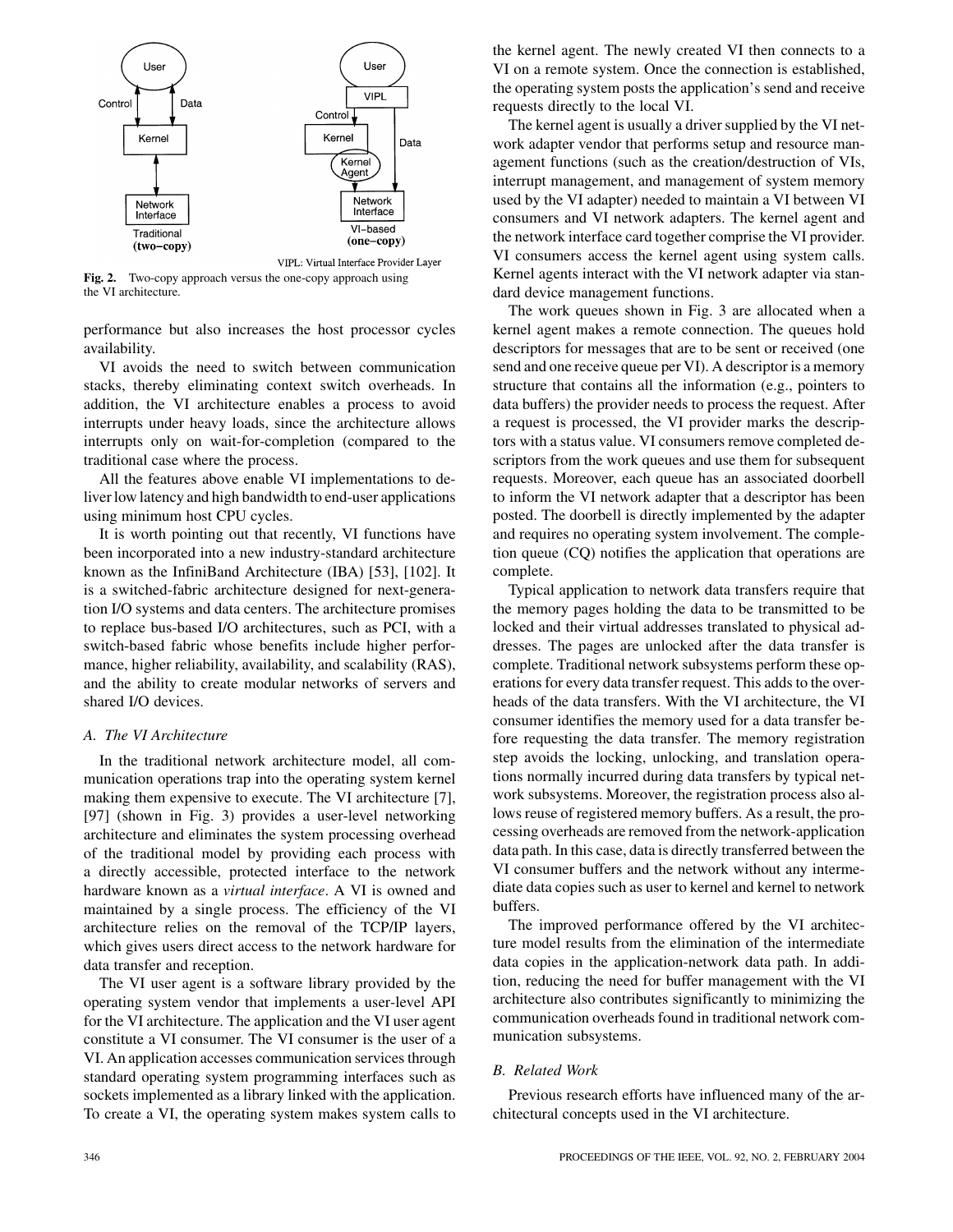User
Control
Data
Kernel
Network Interface
Traditional
**(two–copy)**

User
VIPL
Control
Kernel
Kernel Agent
Data
Network Interface
VI–based
**(one–copy)**

VIPL: Virtual Interface Provider Layer

**Fig. 2.** Two-copy approach versus the one-copy approach using the VI architecture.

performance but also increases the host processor cycles availability.

VI avoids the need to switch between communication stacks, thereby eliminating context switch overheads. In addition, the VI architecture enables a process to avoid interrupts under heavy loads, since the architecture allows interrupts only on wait-for-completion (compared to the traditional case where the process.

All the features above enable VI implementations to deliver low latency and high bandwidth to end-user applications using minimum host CPU cycles.

It is worth pointing out that recently, VI functions have been incorporated into a new industry-standard architecture known as the InfiniBand Architecture (IBA) [53], [102]. It is a switched-fabric architecture designed for next-generation I/O systems and data centers. The architecture promises to replace bus-based I/O architectures, such as PCI, with a switch-based fabric whose benefits include higher performance, higher reliability, availability, and scalability (RAS), and the ability to create modular networks of servers and shared I/O devices.

### *A. The VI Architecture*

In the traditional network architecture model, all communication operations trap into the operating system kernel making them expensive to execute. The VI architecture [7], [97] (shown in Fig. 3) provides a user-level networking architecture and eliminates the system processing overhead of the traditional model by providing each process with a directly accessible, protected interface to the network hardware known as a *virtual interface*. A VI is owned and maintained by a single process. The efficiency of the VI architecture relies on the removal of the TCP/IP layers, which gives users direct access to the network hardware for data transfer and reception.

The VI user agent is a software library provided by the operating system vendor that implements a user-level API for the VI architecture. The application and the VI user agent constitute a VI consumer. The VI consumer is the user of a VI. An application accesses communication services through standard operating system programming interfaces such as sockets implemented as a library linked with the application. To create a VI, the operating system makes system calls to the kernel agent. The newly created VI then connects to a VI on a remote system. Once the connection is established, the operating system posts the application's send and receive requests directly to the local VI.

The kernel agent is usually a driver supplied by the VI network adapter vendor that performs setup and resource management functions (such as the creation/destruction of VIs, interrupt management, and management of system memory used by the VI adapter) needed to maintain a VI between VI consumers and VI network adapters. The kernel agent and the network interface card together comprise the VI provider. VI consumers access the kernel agent using system calls. Kernel agents interact with the VI network adapter via standard device management functions.

The work queues shown in Fig. 3 are allocated when a kernel agent makes a remote connection. The queues hold descriptors for messages that are to be sent or received (one send and one receive queue per VI). A descriptor is a memory structure that contains all the information (e.g., pointers to data buffers) the provider needs to process the request. After a request is processed, the VI provider marks the descriptors with a status value. VI consumers remove completed descriptors from the work queues and use them for subsequent requests. Moreover, each queue has an associated doorbell to inform the VI network adapter that a descriptor has been posted. The doorbell is directly implemented by the adapter and requires no operating system involvement. The completion queue (CQ) notifies the application that operations are complete.

Typical application to network data transfers require that the memory pages holding the data to be transmitted to be locked and their virtual addresses translated to physical addresses. The pages are unlocked after the data transfer is complete. Traditional network subsystems perform these operations for every data transfer request. This adds to the overheads of the data transfers. With the VI architecture, the VI consumer identifies the memory used for a data transfer before requesting the data transfer. The memory registration step avoids the locking, unlocking, and translation operations normally incurred during data transfers by typical network subsystems. Moreover, the registration process also allows reuse of registered memory buffers. As a result, the processing overheads are removed from the network-application data path. In this case, data is directly transferred between the VI consumer buffers and the network without any intermediate data copies such as user to kernel and kernel to network buffers.

The improved performance offered by the VI architecture model results from the elimination of the intermediate data copies in the application-network data path. In addition, reducing the need for buffer management with the VI architecture also contributes significantly to minimizing the communication overheads found in traditional network communication subsystems.

### *B. Related Work*

Previous research efforts have influenced many of the architectural concepts used in the VI architecture.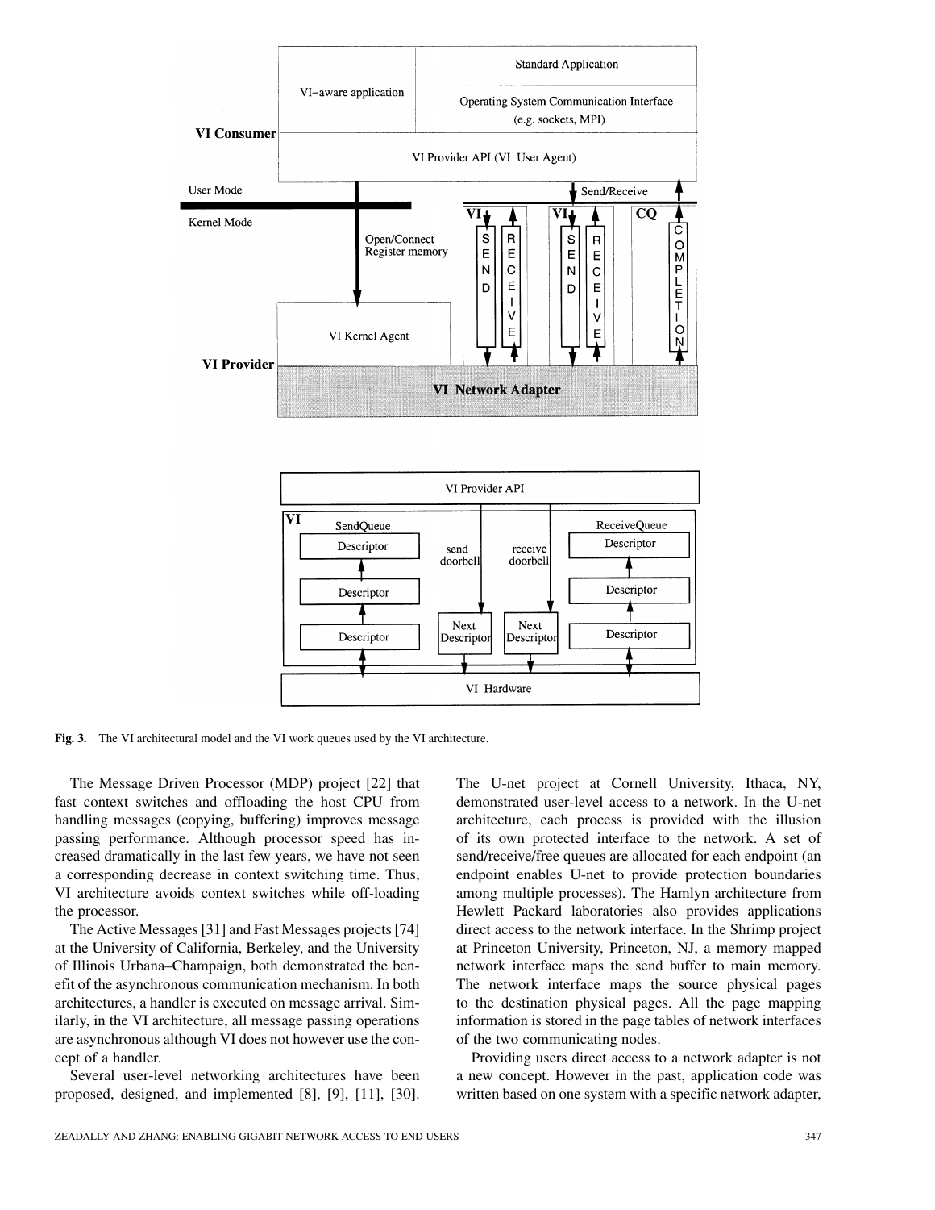Fig. 3. The VI architectural model and the VI work queues used by the VI architecture.

The Message Driven Processor (MDP) project [22] that fast context switches and offloading the host CPU from handling messages (copying, buffering) improves message passing performance. Although processor speed has increased dramatically in the last few years, we have not seen a corresponding decrease in context switching time. Thus, VI architecture avoids context switches while off-loading the processor.

The Active Messages [31] and Fast Messages projects [74] at the University of California, Berkeley, and the University of Illinois Urbana–Champaign, both demonstrated the benefit of the asynchronous communication mechanism. In both architectures, a handler is executed on message arrival. Similarly, in the VI architecture, all message passing operations are asynchronous although VI does not however use the concept of a handler.

Several user-level networking architectures have been proposed, designed, and implemented [8], [9], [11], [30]. The U-net project at Cornell University, Ithaca, NY, demonstrated user-level access to a network. In the U-net architecture, each process is provided with the illusion of its own protected interface to the network. A set of send/receive/free queues are allocated for each endpoint (an endpoint enables U-net to provide protection boundaries among multiple processes). The Hamlyn architecture from Hewlett Packard laboratories also provides applications direct access to the network interface. In the Shrimp project at Princeton University, Princeton, NJ, a memory mapped network interface maps the send buffer to main memory. The network interface maps the source physical pages to the destination physical pages. All the page mapping information is stored in the page tables of network interfaces of the two communicating nodes.

Providing users direct access to a network adapter is not a new concept. However in the past, application code was written based on one system with a specific network adapter,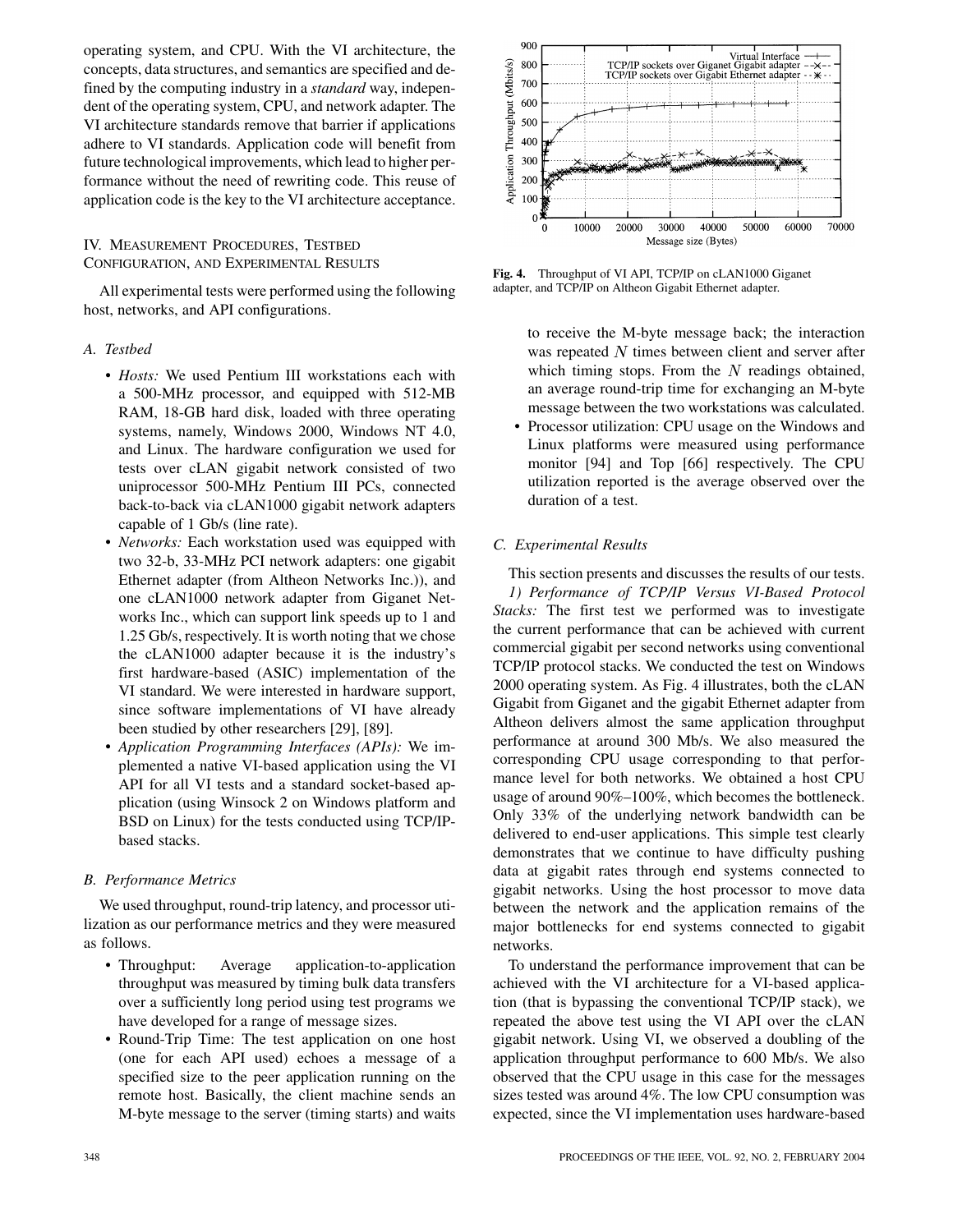operating system, and CPU. With the VI architecture, the concepts, data structures, and semantics are specified and defined by the computing industry in a *standard* way, independent of the operating system, CPU, and network adapter. The VI architecture standards remove that barrier if applications adhere to VI standards. Application code will benefit from future technological improvements, which lead to higher performance without the need of rewriting code. This reuse of application code is the key to the VI architecture acceptance.

## IV. Measurement Procedures, Testbed Configuration, and Experimental Results

All experimental tests were performed using the following host, networks, and API configurations.

### A. Testbed

- *Hosts:* We used Pentium III workstations each with a 500-MHz processor, and equipped with 512-MB RAM, 18-GB hard disk, loaded with three operating systems, namely, Windows 2000, Windows NT 4.0, and Linux. The hardware configuration we used for tests over cLAN gigabit network consisted of two uniprocessor 500-MHz Pentium III PCs, connected back-to-back via cLAN1000 gigabit network adapters capable of 1 Gb/s (line rate).
- *Networks:* Each workstation used was equipped with two 32-b, 33-MHz PCI network adapters: one gigabit Ethernet adapter (from Altheon Networks Inc.)), and one cLAN1000 network adapter from Giganet Networks Inc., which can support link speeds up to 1 and 1.25 Gb/s, respectively. It is worth noting that we chose the cLAN1000 adapter because it is the industry's first hardware-based (ASIC) implementation of the VI standard. We were interested in hardware support, since software implementations of VI have already been studied by other researchers [29], [89].
- *Application Programming Interfaces (APIs):* We implemented a native VI-based application using the VI API for all VI tests and a standard socket-based application (using Winsock 2 on Windows platform and BSD on Linux) for the tests conducted using TCP/IP-based stacks.

### B. Performance Metrics

We used throughput, round-trip latency, and processor utilization as our performance metrics and they were measured as follows.

- Throughput: Average application-to-application throughput was measured by timing bulk data transfers over a sufficiently long period using test programs we have developed for a range of message sizes.
- Round-Trip Time: The test application on one host (one for each API used) echoes a message of a specified size to the peer application running on the remote host. Basically, the client machine sends an M-byte message to the server (timing starts) and waits to receive the M-byte message back; the interaction was repeated $N$ times between client and server after which timing stops. From the $N$ readings obtained, an average round-trip time for exchanging an M-byte message between the two workstations was calculated.
- Processor utilization: CPU usage on the Windows and Linux platforms were measured using performance monitor [94] and Top [66] respectively. The CPU utilization reported is the average observed over the duration of a test.

**Fig. 4.** Throughput of VI API, TCP/IP on cLAN1000 Giganet adapter, and TCP/IP on Altheon Gigabit Ethernet adapter.

### C. Experimental Results

This section presents and discusses the results of our tests.

*1) Performance of TCP/IP Versus VI-Based Protocol Stacks:* The first test we performed was to investigate the current performance that can be achieved with current commercial gigabit per second networks using conventional TCP/IP protocol stacks. We conducted the test on Windows 2000 operating system. As Fig. 4 illustrates, both the cLAN Gigabit from Giganet and the gigabit Ethernet adapter from Altheon delivers almost the same application throughput performance at around 300 Mb/s. We also measured the corresponding CPU usage corresponding to that performance level for both networks. We obtained a host CPU usage of around 90%–100%, which becomes the bottleneck. Only 33% of the underlying network bandwidth can be delivered to end-user applications. This simple test clearly demonstrates that we continue to have difficulty pushing data at gigabit rates through end systems connected to gigabit networks. Using the host processor to move data between the network and the application remains of the major bottlenecks for end systems connected to gigabit networks.

To understand the performance improvement that can be achieved with the VI architecture for a VI-based application (that is bypassing the conventional TCP/IP stack), we repeated the above test using the VI API over the cLAN gigabit network. Using VI, we observed a doubling of the application throughput performance to 600 Mb/s. We also observed that the CPU usage in this case for the messages sizes tested was around 4%. The low CPU consumption was expected, since the VI implementation uses hardware-based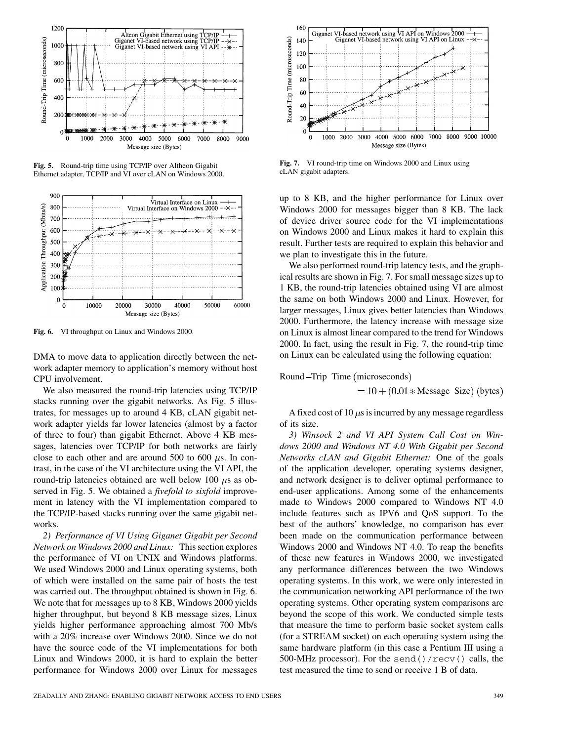Fig. 5. Round-trip time using TCP/IP over Altheon Gigabit Ethernet adapter, TCP/IP and VI over cLAN on Windows 2000.

Fig. 6. VI throughput on Linux and Windows 2000.

DMA to move data to application directly between the network adapter memory to application's memory without host CPU involvement.

We also measured the round-trip latencies using TCP/IP stacks running over the gigabit networks. As Fig. 5 illustrates, for messages up to around 4 KB, cLAN gigabit network adapter yields far lower latencies (almost by a factor of three to four) than gigabit Ethernet. Above 4 KB messages, latencies over TCP/IP for both networks are fairly close to each other and are around 500 to 600 $\mu$s. In contrast, in the case of the VI architecture using the VI API, the round-trip latencies obtained are well below 100 $\mu$s as observed in Fig. 5. We obtained a *fivefold to sixfold* improvement in latency with the VI implementation compared to the TCP/IP-based stacks running over the same gigabit networks.

*2) Performance of VI Using Giganet Gigabit per Second Network on Windows 2000 and Linux:* This section explores the performance of VI on UNIX and Windows platforms. We used Windows 2000 and Linux operating systems, both of which were installed on the same pair of hosts the test was carried out. The throughput obtained is shown in Fig. 6. We note that for messages up to 8 KB, Windows 2000 yields higher throughput, but beyond 8 KB message sizes, Linux yields higher performance approaching almost 700 Mb/s with a 20% increase over Windows 2000. Since we do not have the source code of the VI implementations for both Linux and Windows 2000, it is hard to explain the better performance for Windows 2000 over Linux for messages up to 8 KB, and the higher performance for Linux over Windows 2000 for messages bigger than 8 KB. The lack of device driver source code for the VI implementations on Windows 2000 and Linux makes it hard to explain this result. Further tests are required to explain this behavior and we plan to investigate this in the future.

Fig. 7. VI round-trip time on Windows 2000 and Linux using cLAN gigabit adapters.

We also performed round-trip latency tests, and the graphical results are shown in Fig. 7. For small message sizes up to 1 KB, the round-trip latencies obtained using VI are almost the same on both Windows 2000 and Linux. However, for larger messages, Linux gives better latencies than Windows 2000. Furthermore, the latency increase with message size on Linux is almost linear compared to the trend for Windows 2000. In fact, using the result in Fig. 7, the round-trip time on Linux can be calculated using the following equation:

$$\text{Round-Trip Time (microseconds)} = 10 + (0.01 * \text{Message Size}) \text{ (bytes)}$$

A fixed cost of 10 $\mu$s is incurred by any message regardless of its size.

*3) Winsock 2 and VI API System Call Cost on Windows 2000 and Windows NT 4.0 With Gigabit per Second Networks cLAN and Gigabit Ethernet:* One of the goals of the application developer, operating systems designer, and network designer is to deliver optimal performance to end-user applications. Among some of the enhancements made to Windows 2000 compared to Windows NT 4.0 include features such as IPV6 and QoS support. To the best of the authors' knowledge, no comparison has ever been made on the communication performance between Windows 2000 and Windows NT 4.0. To reap the benefits of these new features in Windows 2000, we investigated any performance differences between the two Windows operating systems. In this work, we were only interested in the communication networking API performance of the two operating systems. Other operating system comparisons are beyond the scope of this work. We conducted simple tests that measure the time to perform basic socket system calls (for a STREAM socket) on each operating system using the same hardware platform (in this case a Pentium III using a 500-MHz processor). For the `send()/recv()` calls, the test measured the time to send or receive 1 B of data.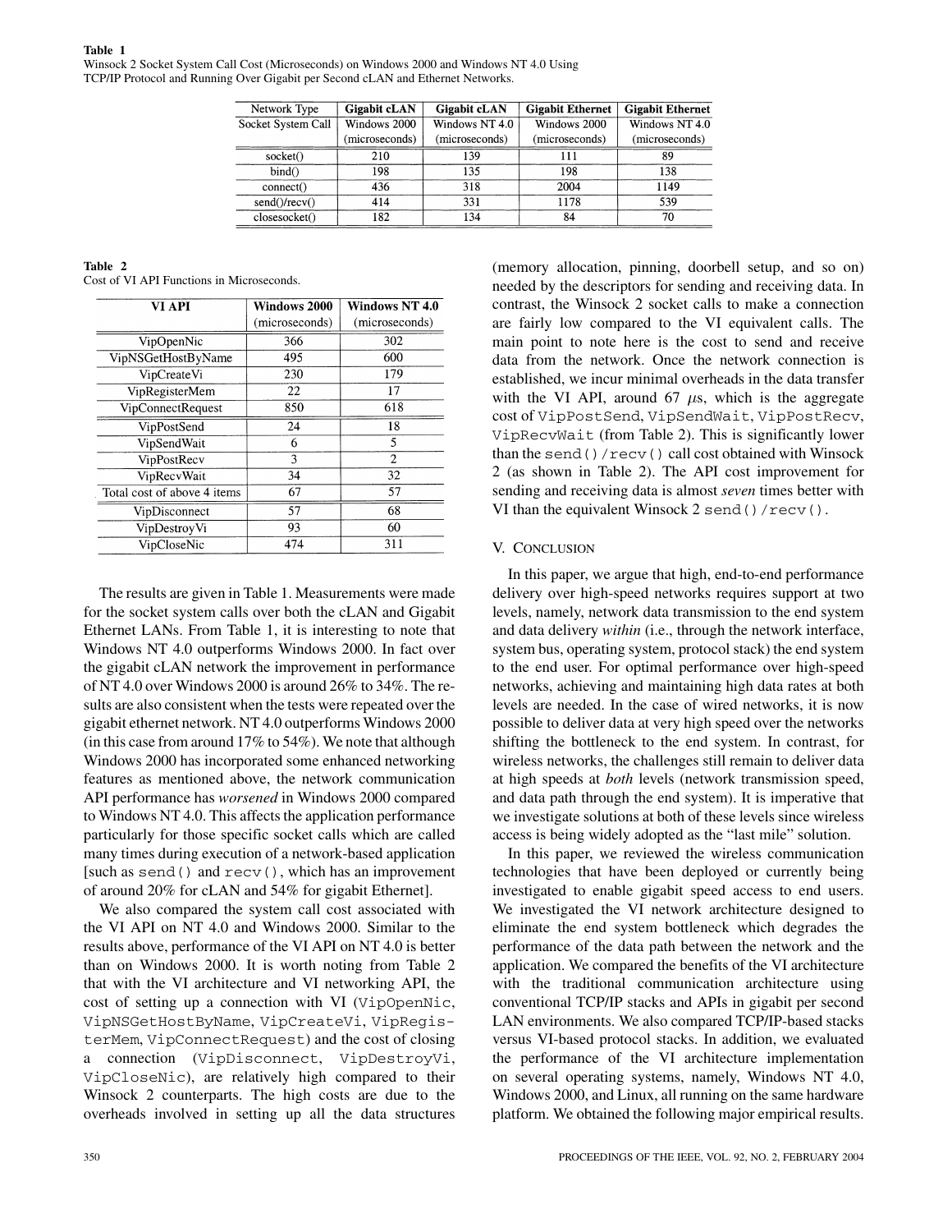**Table 1**
Winsock 2 Socket System Call Cost (Microseconds) on Windows 2000 and Windows NT 4.0 Using TCP/IP Protocol and Running Over Gigabit per Second cLAN and Ethernet Networks.

| Network Type | **Gigabit cLAN** | **Gigabit cLAN** | **Gigabit Ethernet** | **Gigabit Ethernet** |
|---|---|---|---|---|
| Socket System Call | Windows 2000 (microseconds) | Windows NT 4.0 (microseconds) | Windows 2000 (microseconds) | Windows NT 4.0 (microseconds) |
| socket() | 210 | 139 | 111 | 89 |
| bind() | 198 | 135 | 198 | 138 |
| connect() | 436 | 318 | 2004 | 1149 |
| send()/recv() | 414 | 331 | 1178 | 539 |
| closesocket() | 182 | 134 | 84 | 70 |

**Table 2**
Cost of VI API Functions in Microseconds.

| **VI API** | **Windows 2000** (microseconds) | **Windows NT 4.0** (microseconds) |
|---|---|---|
| VipOpenNic | 366 | 302 |
| VipNSGetHostByName | 495 | 600 |
| VipCreateVi | 230 | 179 |
| VipRegisterMem | 22 | 17 |
| VipConnectRequest | 850 | 618 |
| VipPostSend | 24 | 18 |
| VipSendWait | 6 | 5 |
| VipPostRecv | 3 | 2 |
| VipRecvWait | 34 | 32 |
| Total cost of above 4 items | 67 | 57 |
| VipDisconnect | 57 | 68 |
| VipDestroyVi | 93 | 60 |
| VipCloseNic | 474 | 311 |

The results are given in Table 1. Measurements were made for the socket system calls over both the cLAN and Gigabit Ethernet LANs. From Table 1, it is interesting to note that Windows NT 4.0 outperforms Windows 2000. In fact over the gigabit cLAN network the improvement in performance of NT 4.0 over Windows 2000 is around 26% to 34%. The results are also consistent when the tests were repeated over the gigabit ethernet network. NT 4.0 outperforms Windows 2000 (in this case from around 17% to 54%). We note that although Windows 2000 has incorporated some enhanced networking features as mentioned above, the network communication API performance has *worsened* in Windows 2000 compared to Windows NT 4.0. This affects the application performance particularly for those specific socket calls which are called many times during execution of a network-based application [such as `send()` and `recv()`, which has an improvement of around 20% for cLAN and 54% for gigabit Ethernet].

We also compared the system call cost associated with the VI API on NT 4.0 and Windows 2000. Similar to the results above, performance of the VI API on NT 4.0 is better than on Windows 2000. It is worth noting from Table 2 that with the VI architecture and VI networking API, the cost of setting up a connection with VI (`VipOpenNic`, `VipNSGetHostByName`, `VipCreateVi`, `VipRegisterMem`, `VipConnectRequest`) and the cost of closing a connection (`VipDisconnect`, `VipDestroyVi`, `VipCloseNic`), are relatively high compared to their Winsock 2 counterparts. The high costs are due to the overheads involved in setting up all the data structures (memory allocation, pinning, doorbell setup, and so on) needed by the descriptors for sending and receiving data. In contrast, the Winsock 2 socket calls to make a connection are fairly low compared to the VI equivalent calls. The main point to note here is the cost to send and receive data from the network. Once the network connection is established, we incur minimal overheads in the data transfer with the VI API, around 67 $\mu$s, which is the aggregate cost of `VipPostSend`, `VipSendWait`, `VipPostRecv`, `VipRecvWait` (from Table 2). This is significantly lower than the `send()/recv()` call cost obtained with Winsock 2 (as shown in Table 2). The API cost improvement for sending and receiving data is almost *seven* times better with VI than the equivalent Winsock 2 `send()/recv()`.

## V. Conclusion

In this paper, we argue that high, end-to-end performance delivery over high-speed networks requires support at two levels, namely, network data transmission to the end system and data delivery *within* (i.e., through the network interface, system bus, operating system, protocol stack) the end system to the end user. For optimal performance over high-speed networks, achieving and maintaining high data rates at both levels are needed. In the case of wired networks, it is now possible to deliver data at very high speed over the networks shifting the bottleneck to the end system. In contrast, for wireless networks, the challenges still remain to deliver data at high speeds at *both* levels (network transmission speed, and data path through the end system). It is imperative that we investigate solutions at both of these levels since wireless access is being widely adopted as the "last mile" solution.

In this paper, we reviewed the wireless communication technologies that have been deployed or currently being investigated to enable gigabit speed access to end users. We investigated the VI network architecture designed to eliminate the end system bottleneck which degrades the performance of the data path between the network and the application. We compared the benefits of the VI architecture with the traditional communication architecture using conventional TCP/IP stacks and APIs in gigabit per second LAN environments. We also compared TCP/IP-based stacks versus VI-based protocol stacks. In addition, we evaluated the performance of the VI architecture implementation on several operating systems, namely, Windows NT 4.0, Windows 2000, and Linux, all running on the same hardware platform. We obtained the following major empirical results.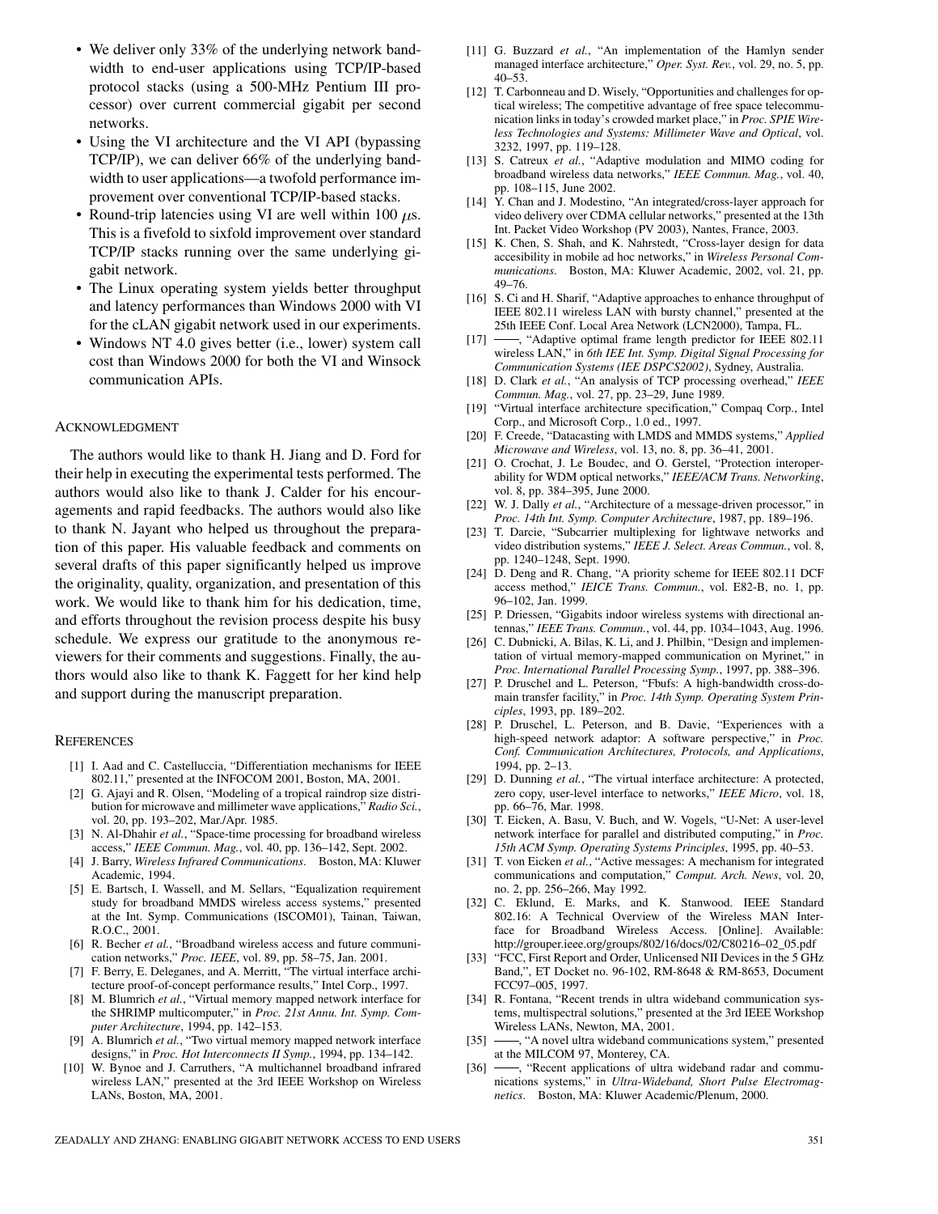- We deliver only 33% of the underlying network bandwidth to end-user applications using TCP/IP-based protocol stacks (using a 500-MHz Pentium III processor) over current commercial gigabit per second networks.
- Using the VI architecture and the VI API (bypassing TCP/IP), we can deliver 66% of the underlying bandwidth to user applications—a twofold performance improvement over conventional TCP/IP-based stacks.
- Round-trip latencies using VI are well within 100 $\mu$s. This is a fivefold to sixfold improvement over standard TCP/IP stacks running over the same underlying gigabit network.
- The Linux operating system yields better throughput and latency performances than Windows 2000 with VI for the cLAN gigabit network used in our experiments.
- Windows NT 4.0 gives better (i.e., lower) system call cost than Windows 2000 for both the VI and Winsock communication APIs.

## ACKNOWLEDGMENT

The authors would like to thank H. Jiang and D. Ford for their help in executing the experimental tests performed. The authors would also like to thank J. Calder for his encouragements and rapid feedbacks. The authors would also like to thank N. Jayant who helped us throughout the preparation of this paper. His valuable feedback and comments on several drafts of this paper significantly helped us improve the originality, quality, organization, and presentation of this work. We would like to thank him for his dedication, time, and efforts throughout the revision process despite his busy schedule. We express our gratitude to the anonymous reviewers for their comments and suggestions. Finally, the authors would also like to thank K. Faggett for her kind help and support during the manuscript preparation.

## REFERENCES

[1] I. Aad and C. Castelluccia, "Differentiation mechanisms for IEEE 802.11," presented at the INFOCOM 2001, Boston, MA, 2001.

[2] G. Ajayi and R. Olsen, "Modeling of a tropical raindrop size distribution for microwave and millimeter wave applications," *Radio Sci.*, vol. 20, pp. 193–202, Mar./Apr. 1985.

[3] N. Al-Dhahir *et al.*, "Space-time processing for broadband wireless access," *IEEE Commun. Mag.*, vol. 40, pp. 136–142, Sept. 2002.

[4] J. Barry, *Wireless Infrared Communications*. Boston, MA: Kluwer Academic, 1994.

[5] E. Bartsch, I. Wassell, and M. Sellars, "Equalization requirement study for broadband MMDS wireless access systems," presented at the Int. Symp. Communications (ISCOM01), Tainan, Taiwan, R.O.C., 2001.

[6] R. Becher *et al.*, "Broadband wireless access and future communication networks," *Proc. IEEE*, vol. 89, pp. 58–75, Jan. 2001.

[7] F. Berry, E. Deleganes, and A. Merritt, "The virtual interface architecture proof-of-concept performance results," Intel Corp., 1997.

[8] M. Blumrich *et al.*, "Virtual memory mapped network interface for the SHRIMP multicomputer," in *Proc. 21st Annu. Int. Symp. Computer Architecture*, 1994, pp. 142–153.

[9] A. Blumrich *et al.*, "Two virtual memory mapped network interface designs," in *Proc. Hot Interconnects II Symp.*, 1994, pp. 134–142.

[10] W. Bynoe and J. Carruthers, "A multichannel broadband infrared wireless LAN," presented at the 3rd IEEE Workshop on Wireless LANs, Boston, MA, 2001.

[11] G. Buzzard *et al.*, "An implementation of the Hamlyn sender managed interface architecture," *Oper. Syst. Rev.*, vol. 29, no. 5, pp. 40–53.

[12] T. Carbonneau and D. Wisely, "Opportunities and challenges for optical wireless; The competitive advantage of free space telecommunication links in today's crowded market place," in *Proc. SPIE Wireless Technologies and Systems: Millimeter Wave and Optical*, vol. 3232, 1997, pp. 119–128.

[13] S. Catreux *et al.*, "Adaptive modulation and MIMO coding for broadband wireless data networks," *IEEE Commun. Mag.*, vol. 40, pp. 108–115, June 2002.

[14] Y. Chan and J. Modestino, "An integrated/cross-layer approach for video delivery over CDMA cellular networks," presented at the 13th Int. Packet Video Workshop (PV 2003), Nantes, France, 2003.

[15] K. Chen, S. Shah, and K. Nahrstedt, "Cross-layer design for data accesibility in mobile ad hoc networks," in *Wireless Personal Communications*. Boston, MA: Kluwer Academic, 2002, vol. 21, pp. 49–76.

[16] S. Ci and H. Sharif, "Adaptive approaches to enhance throughput of IEEE 802.11 wireless LAN with bursty channel," presented at the 25th IEEE Conf. Local Area Network (LCN2000), Tampa, FL.

[17] ——, "Adaptive optimal frame length predictor for IEEE 802.11 wireless LAN," in *6th IEE Int. Symp. Digital Signal Processing for Communication Systems (IEE DSPCS2002)*, Sydney, Australia.

[18] D. Clark *et al.*, "An analysis of TCP processing overhead," *IEEE Commun. Mag.*, vol. 27, pp. 23–29, June 1989.

[19] "Virtual interface architecture specification," Compaq Corp., Intel Corp., and Microsoft Corp., 1.0 ed., 1997.

[20] F. Creede, "Datacasting with LMDS and MMDS systems," *Applied Microwave and Wireless*, vol. 13, no. 8, pp. 36–41, 2001.

[21] O. Crochat, J. Le Boudec, and O. Gerstel, "Protection interoperability for WDM optical networks," *IEEE/ACM Trans. Networking*, vol. 8, pp. 384–395, June 2000.

[22] W. J. Dally *et al.*, "Architecture of a message-driven processor," in *Proc. 14th Int. Symp. Computer Architecture*, 1987, pp. 189–196.

[23] T. Darcie, "Subcarrier multiplexing for lightwave networks and video distribution systems," *IEEE J. Select. Areas Commun.*, vol. 8, pp. 1240–1248, Sept. 1990.

[24] D. Deng and R. Chang, "A priority scheme for IEEE 802.11 DCF access method," *IEICE Trans. Commun.*, vol. E82-B, no. 1, pp. 96–102, Jan. 1999.

[25] P. Driessen, "Gigabits indoor wireless systems with directional antennas," *IEEE Trans. Commun.*, vol. 44, pp. 1034–1043, Aug. 1996.

[26] C. Dubnicki, A. Bilas, K. Li, and J. Philbin, "Design and implementation of virtual memory-mapped communication on Myrinet," in *Proc. International Parallel Processing Symp.*, 1997, pp. 388–396.

[27] P. Druschel and L. Peterson, "Fbufs: A high-bandwidth cross-domain transfer facility," in *Proc. 14th Symp. Operating System Principles*, 1993, pp. 189–202.

[28] P. Druschel, L. Peterson, and B. Davie, "Experiences with a high-speed network adaptor: A software perspective," in *Proc. Conf. Communication Architectures, Protocols, and Applications*, 1994, pp. 2–13.

[29] D. Dunning *et al.*, "The virtual interface architecture: A protected, zero copy, user-level interface to networks," *IEEE Micro*, vol. 18, pp. 66–76, Mar. 1998.

[30] T. Eicken, A. Basu, V. Buch, and W. Vogels, "U-Net: A user-level network interface for parallel and distributed computing," in *Proc. 15th ACM Symp. Operating Systems Principles*, 1995, pp. 40–53.

[31] T. von Eicken *et al.*, "Active messages: A mechanism for integrated communications and computation," *Comput. Arch. News*, vol. 20, no. 2, pp. 256–266, May 1992.

[32] C. Eklund, E. Marks, and K. Stanwood. IEEE Standard 802.16: A Technical Overview of the Wireless MAN Interface for Broadband Wireless Access. [Online]. Available: http://grouper.ieee.org/groups/802/16/docs/02/C80216–02_05.pdf

[33] "FCC, First Report and Order, Unlicensed NII Devices in the 5 GHz Band,", ET Docket no. 96-102, RM-8648 & RM-8653, Document FCC97–005, 1997.

[34] R. Fontana, "Recent trends in ultra wideband communication systems, multispectral solutions," presented at the 3rd IEEE Workshop Wireless LANs, Newton, MA, 2001.

[35] ——, "A novel ultra wideband communications system," presented at the MILCOM 97, Monterey, CA.

[36] ——, "Recent applications of ultra wideband radar and communications systems," in *Ultra-Wideband, Short Pulse Electromagnetics*. Boston, MA: Kluwer Academic/Plenum, 2000.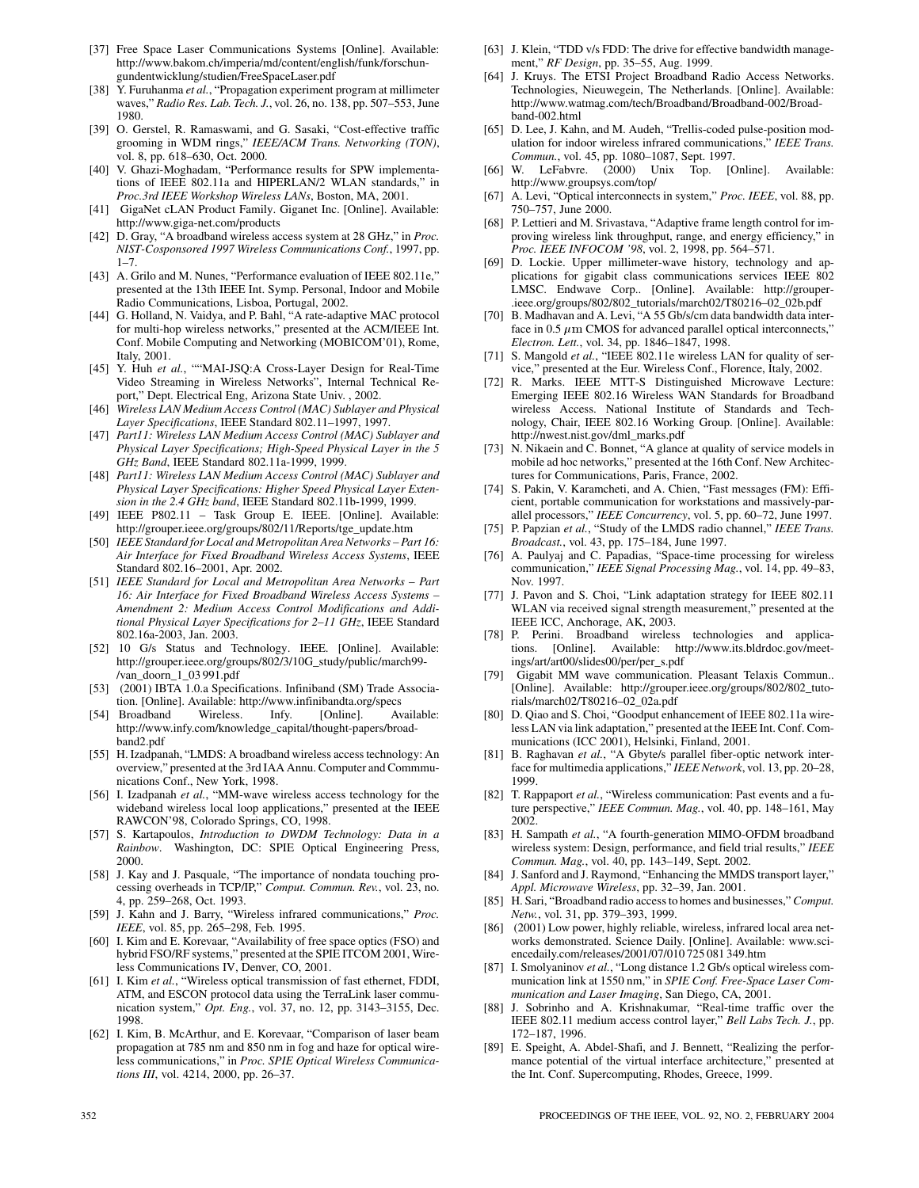[37] Free Space Laser Communications Systems [Online]. Available: http://www.bakom.ch/imperia/md/content/english/funk/forschungundentwicklung/studien/FreeSpaceLaser.pdf

[38] Y. Furuhanma *et al.*, "Propagation experiment program at millimeter waves," *Radio Res. Lab. Tech. J.*, vol. 26, no. 138, pp. 507–553, June 1980.

[39] O. Gerstel, R. Ramaswami, and G. Sasaki, "Cost-effective traffic grooming in WDM rings," *IEEE/ACM Trans. Networking (TON)*, vol. 8, pp. 618–630, Oct. 2000.

[40] V. Ghazi-Moghadam, "Performance results for SPW implementations of IEEE 802.11a and HIPERLAN/2 WLAN standards," in *Proc.3rd IEEE Workshop Wireless LANs*, Boston, MA, 2001.

[41] GigaNet cLAN Product Family. Giganet Inc. [Online]. Available: http://www.giga-net.com/products

[42] D. Gray, "A broadband wireless access system at 28 GHz," in *Proc. NIST-Cosponsored 1997 Wireless Communications Conf.*, 1997, pp. 1–7.

[43] A. Grilo and M. Nunes, "Performance evaluation of IEEE 802.11e," presented at the 13th IEEE Int. Symp. Personal, Indoor and Mobile Radio Communications, Lisboa, Portugal, 2002.

[44] G. Holland, N. Vaidya, and P. Bahl, "A rate-adaptive MAC protocol for multi-hop wireless networks," presented at the ACM/IEEE Int. Conf. Mobile Computing and Networking (MOBICOM'01), Rome, Italy, 2001.

[45] Y. Huh *et al.*, ""MAI-JSQ:A Cross-Layer Design for Real-Time Video Streaming in Wireless Networks", Internal Technical Report," Dept. Electrical Eng, Arizona State Univ. , 2002.

[46] *Wireless LAN Medium Access Control (MAC) Sublayer and Physical Layer Specifications*, IEEE Standard 802.11–1997, 1997.

[47] *Part11: Wireless LAN Medium Access Control (MAC) Sublayer and Physical Layer Specifications; High-Speed Physical Layer in the 5 GHz Band*, IEEE Standard 802.11a-1999, 1999.

[48] *Part11: Wireless LAN Medium Access Control (MAC) Sublayer and Physical Layer Specifications: Higher Speed Physical Layer Extension in the 2.4 GHz band*, IEEE Standard 802.11b-1999, 1999.

[49] IEEE P802.11 – Task Group E. IEEE. [Online]. Available: http://grouper.ieee.org/groups/802/11/Reports/tge_update.htm

[50] *IEEE Standard for Local and Metropolitan Area Networks – Part 16: Air Interface for Fixed Broadband Wireless Access Systems*, IEEE Standard 802.16–2001, Apr. 2002.

[51] *IEEE Standard for Local and Metropolitan Area Networks – Part 16: Air Interface for Fixed Broadband Wireless Access Systems – Amendment 2: Medium Access Control Modifications and Additional Physical Layer Specifications for 2–11 GHz*, IEEE Standard 802.16a-2003, Jan. 2003.

[52] 10 G/s Status and Technology. IEEE. [Online]. Available: http://grouper.ieee.org/groups/802/3/10G_study/public/march99-/van_doorn_1_03 991.pdf

[53] (2001) IBTA 1.0.a Specifications. Infiniband (SM) Trade Association. [Online]. Available: http://www.infinibandta.org/specs

[54] Broadband Wireless. Infy. [Online]. Available: http://www.infy.com/knowledge_capital/thought-papers/broadband2.pdf

[55] H. Izadpanah, "LMDS: A broadband wireless access technology: An overview," presented at the 3rd IAA Annu. Computer and Commmunications Conf., New York, 1998.

[56] I. Izadpanah *et al.*, "MM-wave wireless access technology for the wideband wireless local loop applications," presented at the IEEE RAWCON'98, Colorado Springs, CO, 1998.

[57] S. Kartapoulos, *Introduction to DWDM Technology: Data in a Rainbow*. Washington, DC: SPIE Optical Engineering Press, 2000.

[58] J. Kay and J. Pasquale, "The importance of nondata touching processing overheads in TCP/IP," *Comput. Commun. Rev.*, vol. 23, no. 4, pp. 259–268, Oct. 1993.

[59] J. Kahn and J. Barry, "Wireless infrared communications," *Proc. IEEE*, vol. 85, pp. 265–298, Feb. 1995.

[60] I. Kim and E. Korevaar, "Availability of free space optics (FSO) and hybrid FSO/RF systems," presented at the SPIE ITCOM 2001, Wireless Communications IV, Denver, CO, 2001.

[61] I. Kim *et al.*, "Wireless optical transmission of fast ethernet, FDDI, ATM, and ESCON protocol data using the TerraLink laser communication system," *Opt. Eng.*, vol. 37, no. 12, pp. 3143–3155, Dec. 1998.

[62] I. Kim, B. McArthur, and E. Korevaar, "Comparison of laser beam propagation at 785 nm and 850 nm in fog and haze for optical wireless communications," in *Proc. SPIE Optical Wireless Communications III*, vol. 4214, 2000, pp. 26–37.

[63] J. Klein, "TDD v/s FDD: The drive for effective bandwidth management," *RF Design*, pp. 35–55, Aug. 1999.

[64] J. Kruys. The ETSI Project Broadband Radio Access Networks. Technologies, Nieuwegein, The Netherlands. [Online]. Available: http://www.watmag.com/tech/Broadband/Broadband-002/Broadband-002.html

[65] D. Lee, J. Kahn, and M. Audeh, "Trellis-coded pulse-position modulation for indoor wireless infrared communications," *IEEE Trans. Commun.*, vol. 45, pp. 1080–1087, Sept. 1997.

[66] W. LeFabvre. (2000) Unix Top. [Online]. Available: http://www.groupsys.com/top/

[67] A. Levi, "Optical interconnects in system," *Proc. IEEE*, vol. 88, pp. 750–757, June 2000.

[68] P. Lettieri and M. Srivastava, "Adaptive frame length control for improving wireless link throughput, range, and energy efficiency," in *Proc. IEEE INFOCOM '98*, vol. 2, 1998, pp. 564–571.

[69] D. Lockie. Upper millimeter-wave history, technology and applications for gigabit class communications services IEEE 802 LMSC. Endwave Corp.. [Online]. Available: http://grouper-.ieee.org/groups/802/802_tutorials/march02/T80216–02_02b.pdf

[70] B. Madhavan and A. Levi, "A 55 Gb/s/cm data bandwidth data interface in 0.5 $\mu$m CMOS for advanced parallel optical interconnects," *Electron. Lett.*, vol. 34, pp. 1846–1847, 1998.

[71] S. Mangold *et al.*, "IEEE 802.11e wireless LAN for quality of service," presented at the Eur. Wireless Conf., Florence, Italy, 2002.

[72] R. Marks. IEEE MTT-S Distinguished Microwave Lecture: Emerging IEEE 802.16 Wireless WAN Standards for Broadband wireless Access. National Institute of Standards and Technology, Chair, IEEE 802.16 Working Group. [Online]. Available: http://nwest.nist.gov/dml_marks.pdf

[73] N. Nikaein and C. Bonnet, "A glance at quality of service models in mobile ad hoc networks," presented at the 16th Conf. New Architectures for Communications, Paris, France, 2002.

[74] S. Pakin, V. Karamcheti, and A. Chien, "Fast messages (FM): Efficient, portable communication for workstations and massively-parallel processors," *IEEE Concurrency*, vol. 5, pp. 60–72, June 1997.

[75] P. Papzian *et al.*, "Study of the LMDS radio channel," *IEEE Trans. Broadcast.*, vol. 43, pp. 175–184, June 1997.

[76] A. Paulyaj and C. Papadias, "Space-time processing for wireless communication," *IEEE Signal Processing Mag.*, vol. 14, pp. 49–83, Nov. 1997.

[77] J. Pavon and S. Choi, "Link adaptation strategy for IEEE 802.11 WLAN via received signal strength measurement," presented at the IEEE ICC, Anchorage, AK, 2003.

[78] P. Perini. Broadband wireless technologies and applications. [Online]. Available: http://www.its.bldrdoc.gov/meetings/art/art00/slides00/per/per_s.pdf

[79] Gigabit MM wave communication. Pleasant Telaxis Commun.. [Online]. Available: http://grouper.ieee.org/groups/802/802_tutorials/march02/T80216–02_02a.pdf

[80] D. Qiao and S. Choi, "Goodput enhancement of IEEE 802.11a wireless LAN via link adaptation," presented at the IEEE Int. Conf. Communications (ICC 2001), Helsinki, Finland, 2001.

[81] B. Raghavan *et al.*, "A Gbyte/s parallel fiber-optic network interface for multimedia applications," *IEEE Network*, vol. 13, pp. 20–28, 1999.

[82] T. Rappaport *et al.*, "Wireless communication: Past events and a future perspective," *IEEE Commun. Mag.*, vol. 40, pp. 148–161, May 2002.

[83] H. Sampath *et al.*, "A fourth-generation MIMO-OFDM broadband wireless system: Design, performance, and field trial results," *IEEE Commun. Mag.*, vol. 40, pp. 143–149, Sept. 2002.

[84] J. Sanford and J. Raymond, "Enhancing the MMDS transport layer," *Appl. Microwave Wireless*, pp. 32–39, Jan. 2001.

[85] H. Sari, "Broadband radio access to homes and businesses," *Comput. Netw.*, vol. 31, pp. 379–393, 1999.

[86] (2001) Low power, highly reliable, wireless, infrared local area networks demonstrated. Science Daily. [Online]. Available: www.sciencedaily.com/releases/2001/07/010 725 081 349.htm

[87] I. Smolyaninov *et al.*, "Long distance 1.2 Gb/s optical wireless communication link at 1550 nm," in *SPIE Conf. Free-Space Laser Communication and Laser Imaging*, San Diego, CA, 2001.

[88] J. Sobrinho and A. Krishnakumar, "Real-time traffic over the IEEE 802.11 medium access control layer," *Bell Labs Tech. J.*, pp. 172–187, 1996.

[89] E. Speight, A. Abdel-Shafi, and J. Bennett, "Realizing the performance potential of the virtual interface architecture," presented at the Int. Conf. Supercomputing, Rhodes, Greece, 1999.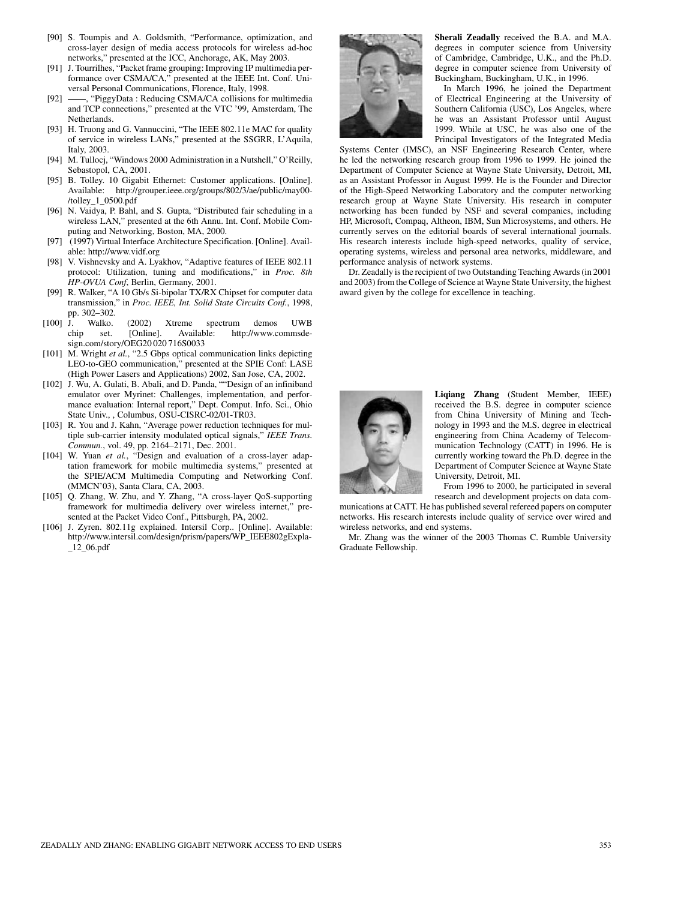[90] S. Toumpis and A. Goldsmith, "Performance, optimization, and cross-layer design of media access protocols for wireless ad-hoc networks," presented at the ICC, Anchorage, AK, May 2003.

[91] J. Tourrilhes, "Packet frame grouping: Improving IP multimedia performance over CSMA/CA," presented at the IEEE Int. Conf. Universal Personal Communications, Florence, Italy, 1998.

[92] ——, "PiggyData : Reducing CSMA/CA collisions for multimedia and TCP connections," presented at the VTC '99, Amsterdam, The Netherlands.

[93] H. Truong and G. Vannuccini, "The IEEE 802.11e MAC for quality of service in wireless LANs," presented at the SSGRR, L'Aquila, Italy, 2003.

[94] M. Tullocj, "Windows 2000 Administration in a Nutshell," O'Reilly, Sebastopol, CA, 2001.

[95] B. Tolley. 10 Gigabit Ethernet: Customer applications. [Online]. Available: http://grouper.ieee.org/groups/802/3/ae/public/may00-/tolley_1_0500.pdf

[96] N. Vaidya, P. Bahl, and S. Gupta, "Distributed fair scheduling in a wireless LAN," presented at the 6th Annu. Int. Conf. Mobile Computing and Networking, Boston, MA, 2000.

[97] (1997) Virtual Interface Architecture Specification. [Online]. Available: http://www.vidf.org

[98] V. Vishnevsky and A. Lyakhov, "Adaptive features of IEEE 802.11 protocol: Utilization, tuning and modifications," in *Proc. 8th HP-OVUA Conf*, Berlin, Germany, 2001.

[99] R. Walker, "A 10 Gb/s Si-bipolar TX/RX Chipset for computer data transmission," in *Proc. IEEE, Int. Solid State Circuits Conf.*, 1998, pp. 302–302.

[100] J. Walko. (2002) Xtreme spectrum demos UWB chip set. [Online]. Available: http://www.commsdesign.com/story/OEG20 020 716S0033

[101] M. Wright *et al.*, "2.5 Gbps optical communication links depicting LEO-to-GEO communication," presented at the SPIE Conf: LASE (High Power Lasers and Applications) 2002, San Jose, CA, 2002.

[102] J. Wu, A. Gulati, B. Abali, and D. Panda, ""Design of an infiniband emulator over Myrinet: Challenges, implementation, and performance evaluation: Internal report," Dept. Comput. Info. Sci., Ohio State Univ., , Columbus, OSU-CISRC-02/01-TR03.

[103] R. You and J. Kahn, "Average power reduction techniques for multiple sub-carrier intensity modulated optical signals," *IEEE Trans. Commun.*, vol. 49, pp. 2164–2171, Dec. 2001.

[104] W. Yuan *et al.*, "Design and evaluation of a cross-layer adaptation framework for mobile multimedia systems," presented at the SPIE/ACM Multimedia Computing and Networking Conf. (MMCN'03), Santa Clara, CA, 2003.

[105] Q. Zhang, W. Zhu, and Y. Zhang, "A cross-layer QoS-supporting framework for multimedia delivery over wireless internet," presented at the Packet Video Conf., Pittsburgh, PA, 2002.

[106] J. Zyren. 802.11g explained. Intersil Corp.. [Online]. Available: http://www.intersil.com/design/prism/papers/WP_IEEE802gExpla-_12_06.pdf

**Sherali Zeadally** received the B.A. and M.A. degrees in computer science from University of Cambridge, Cambridge, U.K., and the Ph.D. degree in computer science from University of Buckingham, Buckingham, U.K., in 1996.

In March 1996, he joined the Department of Electrical Engineering at the University of Southern California (USC), Los Angeles, where he was an Assistant Professor until August 1999. While at USC, he was also one of the Principal Investigators of the Integrated Media Systems Center (IMSC), an NSF Engineering Research Center, where he led the networking research group from 1996 to 1999. He joined the Department of Computer Science at Wayne State University, Detroit, MI, as an Assistant Professor in August 1999. He is the Founder and Director of the High-Speed Networking Laboratory and the computer networking research group at Wayne State University. His research in computer networking has been funded by NSF and several companies, including HP, Microsoft, Compaq, Altheon, IBM, Sun Microsystems, and others. He currently serves on the editorial boards of several international journals. His research interests include high-speed networks, quality of service, operating systems, wireless and personal area networks, middleware, and performance analysis of network systems.

Dr. Zeadally is the recipient of two Outstanding Teaching Awards (in 2001 and 2003) from the College of Science at Wayne State University, the highest award given by the college for excellence in teaching.

**Liqiang Zhang** (Student Member, IEEE) received the B.S. degree in computer science from China University of Mining and Technology in 1993 and the M.S. degree in electrical engineering from China Academy of Telecommunication Technology (CATT) in 1996. He is currently working toward the Ph.D. degree in the Department of Computer Science at Wayne State University, Detroit, MI.

From 1996 to 2000, he participated in several research and development projects on data communications at CATT. He has published several refereed papers on computer networks. His research interests include quality of service over wired and wireless networks, and end systems.

Mr. Zhang was the winner of the 2003 Thomas C. Rumble University Graduate Fellowship.